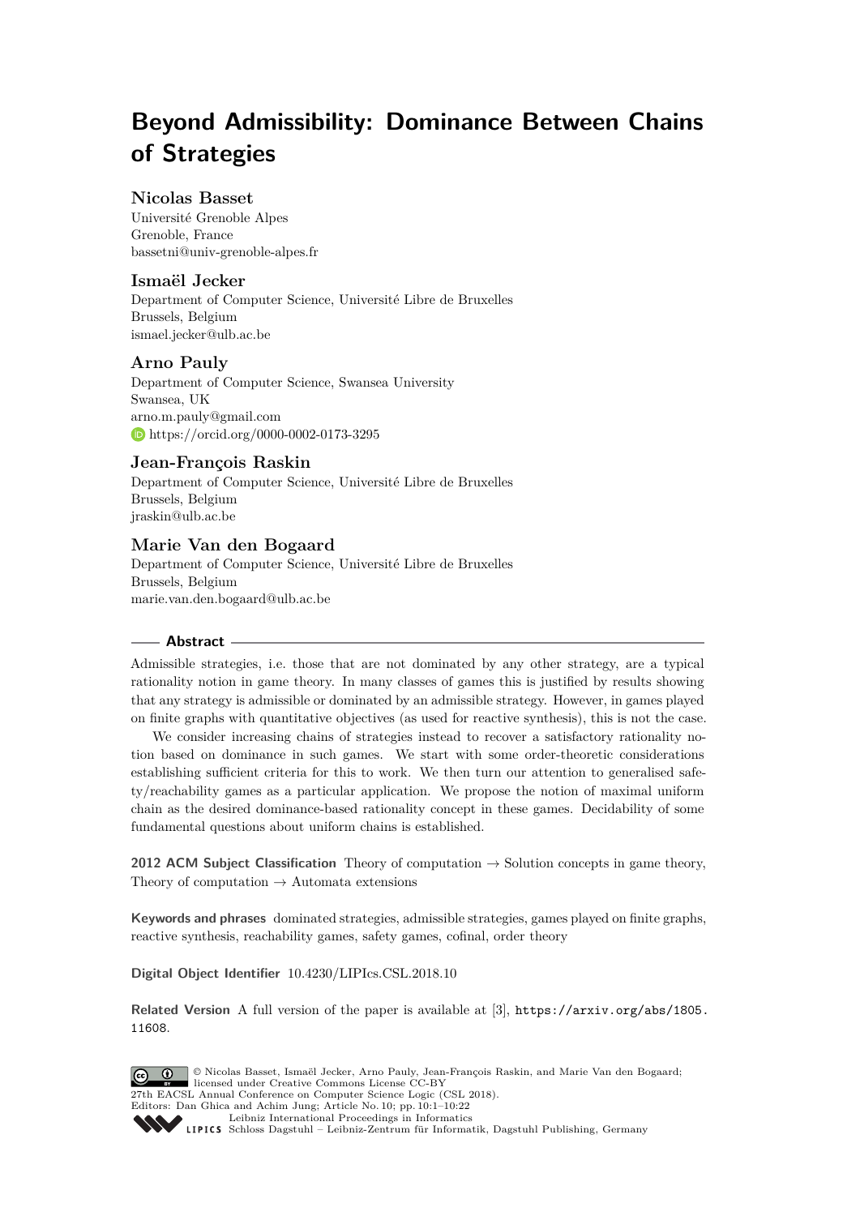# Beyond Admissibility: Dominance Between Chains of Strategies

**Nicolas Basset**
Université Grenoble Alpes
Grenoble, France
bassetni@univ-grenoble-alpes.fr

**Ismaël Jecker**
Department of Computer Science, Université Libre de Bruxelles
Brussels, Belgium
ismael.jecker@ulb.ac.be

**Arno Pauly**
Department of Computer Science, Swansea University
Swansea, UK
arno.m.pauly@gmail.com
https://orcid.org/0000-0002-0173-3295

**Jean-François Raskin**
Department of Computer Science, Université Libre de Bruxelles
Brussels, Belgium
jraskin@ulb.ac.be

**Marie Van den Bogaard**
Department of Computer Science, Université Libre de Bruxelles
Brussels, Belgium
marie.van.den.bogaard@ulb.ac.be

## Abstract

Admissible strategies, i.e. those that are not dominated by any other strategy, are a typical rationality notion in game theory. In many classes of games this is justified by results showing that any strategy is admissible or dominated by an admissible strategy. However, in games played on finite graphs with quantitative objectives (as used for reactive synthesis), this is not the case.

We consider increasing chains of strategies instead to recover a satisfactory rationality notion based on dominance in such games. We start with some order-theoretic considerations establishing sufficient criteria for this to work. We then turn our attention to generalised safety/reachability games as a particular application. We propose the notion of maximal uniform chain as the desired dominance-based rationality concept in these games. Decidability of some fundamental questions about uniform chains is established.

**2012 ACM Subject Classification** Theory of computation → Solution concepts in game theory, Theory of computation → Automata extensions

**Keywords and phrases** dominated strategies, admissible strategies, games played on finite graphs, reactive synthesis, reachability games, safety games, cofinal, order theory

**Digital Object Identifier** 10.4230/LIPIcs.CSL.2018.10

**Related Version** A full version of the paper is available at [3], https://arxiv.org/abs/1805.11608.

© Nicolas Basset, Ismaël Jecker, Arno Pauly, Jean-François Raskin, and Marie Van den Bogaard; licensed under Creative Commons License CC-BY
27th EACSL Annual Conference on Computer Science Logic (CSL 2018).
Editors: Dan Ghica and Achim Jung; Article No. 10; pp. 10:1–10:22
Leibniz International Proceedings in Informatics
Schloss Dagstuhl – Leibniz-Zentrum für Informatik, Dagstuhl Publishing, Germany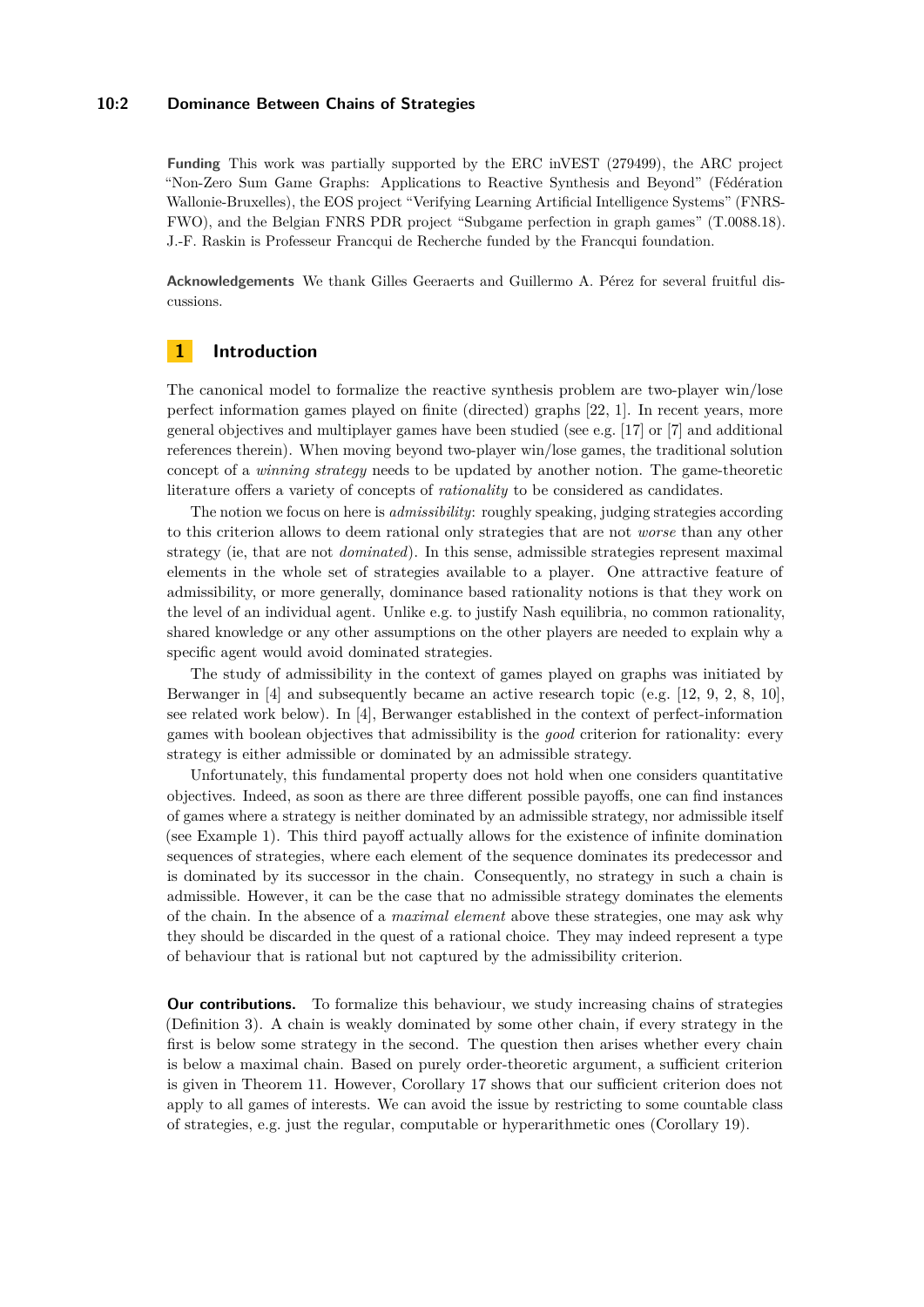**Funding** This work was partially supported by the ERC inVEST (279499), the ARC project "Non-Zero Sum Game Graphs: Applications to Reactive Synthesis and Beyond" (Fédération Wallonie-Bruxelles), the EOS project "Verifying Learning Artificial Intelligence Systems" (FNRS-FWO), and the Belgian FNRS PDR project "Subgame perfection in graph games" (T.0088.18). J.-F. Raskin is Professeur Francqui de Recherche funded by the Francqui foundation.

**Acknowledgements** We thank Gilles Geeraerts and Guillermo A. Pérez for several fruitful discussions.

# 1 Introduction

The canonical model to formalize the reactive synthesis problem are two-player win/lose perfect information games played on finite (directed) graphs [22, 1]. In recent years, more general objectives and multiplayer games have been studied (see e.g. [17] or [7] and additional references therein). When moving beyond two-player win/lose games, the traditional solution concept of a *winning strategy* needs to be updated by another notion. The game-theoretic literature offers a variety of concepts of *rationality* to be considered as candidates.

The notion we focus on here is *admissibility*: roughly speaking, judging strategies according to this criterion allows to deem rational only strategies that are not *worse* than any other strategy (ie, that are not *dominated*). In this sense, admissible strategies represent maximal elements in the whole set of strategies available to a player. One attractive feature of admissibility, or more generally, dominance based rationality notions is that they work on the level of an individual agent. Unlike e.g. to justify Nash equilibria, no common rationality, shared knowledge or any other assumptions on the other players are needed to explain why a specific agent would avoid dominated strategies.

The study of admissibility in the context of games played on graphs was initiated by Berwanger in [4] and subsequently became an active research topic (e.g. [12, 9, 2, 8, 10], see related work below). In [4], Berwanger established in the context of perfect-information games with boolean objectives that admissibility is the *good* criterion for rationality: every strategy is either admissible or dominated by an admissible strategy.

Unfortunately, this fundamental property does not hold when one considers quantitative objectives. Indeed, as soon as there are three different possible payoffs, one can find instances of games where a strategy is neither dominated by an admissible strategy, nor admissible itself (see Example 1). This third payoff actually allows for the existence of infinite domination sequences of strategies, where each element of the sequence dominates its predecessor and is dominated by its successor in the chain. Consequently, no strategy in such a chain is admissible. However, it can be the case that no admissible strategy dominates the elements of the chain. In the absence of a *maximal element* above these strategies, one may ask why they should be discarded in the quest of a rational choice. They may indeed represent a type of behaviour that is rational but not captured by the admissibility criterion.

**Our contributions.** To formalize this behaviour, we study increasing chains of strategies (Definition 3). A chain is weakly dominated by some other chain, if every strategy in the first is below some strategy in the second. The question then arises whether every chain is below a maximal chain. Based on purely order-theoretic argument, a sufficient criterion is given in Theorem 11. However, Corollary 17 shows that our sufficient criterion does not apply to all games of interests. We can avoid the issue by restricting to some countable class of strategies, e.g. just the regular, computable or hyperarithmetic ones (Corollary 19).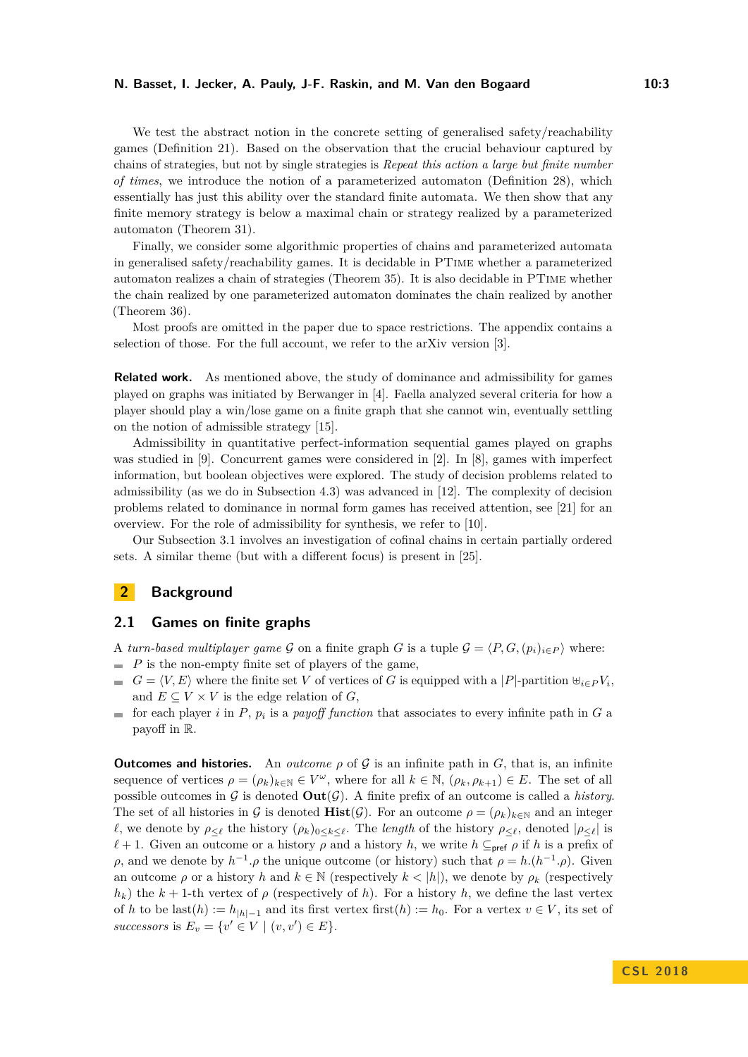We test the abstract notion in the concrete setting of generalised safety/reachability games (Definition 21). Based on the observation that the crucial behaviour captured by chains of strategies, but not by single strategies is *Repeat this action a large but finite number of times*, we introduce the notion of a parameterized automaton (Definition 28), which essentially has just this ability over the standard finite automata. We then show that any finite memory strategy is below a maximal chain or strategy realized by a parameterized automaton (Theorem 31).

Finally, we consider some algorithmic properties of chains and parameterized automata in generalised safety/reachability games. It is decidable in PTime whether a parameterized automaton realizes a chain of strategies (Theorem 35). It is also decidable in PTime whether the chain realized by one parameterized automaton dominates the chain realized by another (Theorem 36).

Most proofs are omitted in the paper due to space restrictions. The appendix contains a selection of those. For the full account, we refer to the arXiv version [3].

**Related work.** As mentioned above, the study of dominance and admissibility for games played on graphs was initiated by Berwanger in [4]. Faella analyzed several criteria for how a player should play a win/lose game on a finite graph that she cannot win, eventually settling on the notion of admissible strategy [15].

Admissibility in quantitative perfect-information sequential games played on graphs was studied in [9]. Concurrent games were considered in [2]. In [8], games with imperfect information, but boolean objectives were explored. The study of decision problems related to admissibility (as we do in Subsection 4.3) was advanced in [12]. The complexity of decision problems related to dominance in normal form games has received attention, see [21] for an overview. For the role of admissibility for synthesis, we refer to [10].

Our Subsection 3.1 involves an investigation of cofinal chains in certain partially ordered sets. A similar theme (but with a different focus) is present in [25].

## 2 Background

### 2.1 Games on finite graphs

A *turn-based multiplayer game* $\mathcal{G}$ on a finite graph $G$ is a tuple $\mathcal{G} = \langle P, G, (p_i)_{i \in P} \rangle$ where:

- $P$ is the non-empty finite set of players of the game,
- $G = \langle V, E \rangle$ where the finite set $V$ of vertices of $G$ is equipped with a $|P|$-partition $\uplus_{i \in P} V_i$, and $E \subseteq V \times V$ is the edge relation of $G$,
- for each player $i$ in $P$, $p_i$ is a *payoff function* that associates to every infinite path in $G$ a payoff in $\mathbb{R}$.

**Outcomes and histories.** An *outcome* $\rho$ of $\mathcal{G}$ is an infinite path in $G$, that is, an infinite sequence of vertices $\rho = (\rho_k)_{k \in \mathbb{N}} \in V^\omega$, where for all $k \in \mathbb{N}$, $(\rho_k, \rho_{k+1}) \in E$. The set of all possible outcomes in $\mathcal{G}$ is denoted $\mathbf{Out}(\mathcal{G})$. A finite prefix of an outcome is called a *history*. The set of all histories in $\mathcal{G}$ is denoted $\mathbf{Hist}(\mathcal{G})$. For an outcome $\rho = (\rho_k)_{k \in \mathbb{N}}$ and an integer $\ell$, we denote by $\rho_{\leq \ell}$ the history $(\rho_k)_{0 \leq k \leq \ell}$. The *length* of the history $\rho_{\leq \ell}$, denoted $|\rho_{\leq \ell}|$ is $\ell + 1$. Given an outcome or a history $\rho$ and a history $h$, we write $h \subseteq_{\mathsf{pref}} \rho$ if $h$ is a prefix of $\rho$, and we denote by $h^{-1}.\rho$ the unique outcome (or history) such that $\rho = h.(h^{-1}.\rho)$. Given an outcome $\rho$ or a history $h$ and $k \in \mathbb{N}$ (respectively $k < |h|$), we denote by $\rho_k$ (respectively $h_k$) the $k+1$-th vertex of $\rho$ (respectively of $h$). For a history $h$, we define the last vertex of $h$ to be $\text{last}(h) := h_{|h|-1}$ and its first vertex $\text{first}(h) := h_0$. For a vertex $v \in V$, its set of *successors* is $E_v = \{v' \in V \mid (v, v') \in E\}$.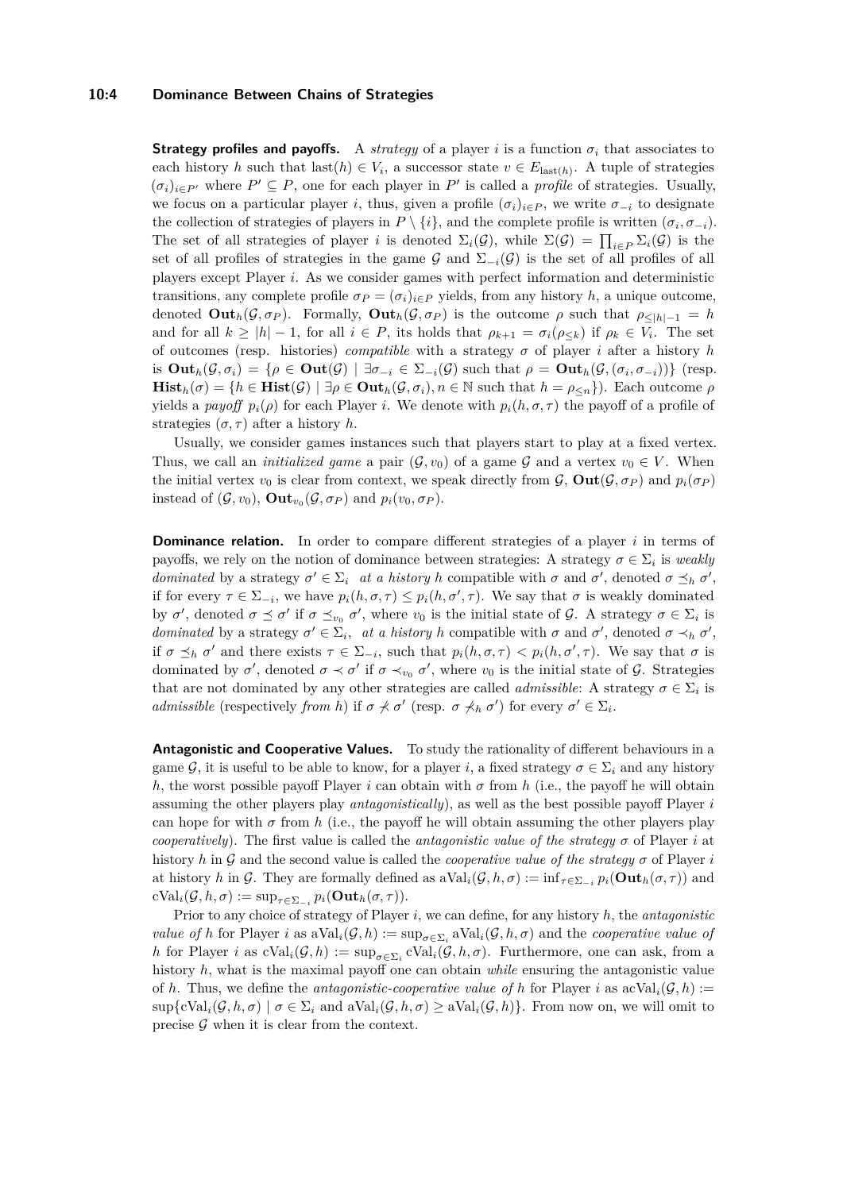**Strategy profiles and payoffs.** A *strategy* of a player $i$ is a function $\sigma_i$ that associates to each history $h$ such that $\text{last}(h) \in V_i$, a successor state $v \in E_{\text{last}(h)}$. A tuple of strategies $(\sigma_i)_{i \in P'}$ where $P' \subseteq P$, one for each player in $P'$ is called a *profile* of strategies. Usually, we focus on a particular player $i$, thus, given a profile $(\sigma_i)_{i \in P}$, we write $\sigma_{-i}$ to designate the collection of strategies of players in $P \setminus \{i\}$, and the complete profile is written $(\sigma_i, \sigma_{-i})$. The set of all strategies of player $i$ is denoted $\Sigma_i(\mathcal{G})$, while $\Sigma(\mathcal{G}) = \prod_{i \in P} \Sigma_i(\mathcal{G})$ is the set of all profiles of strategies in the game $\mathcal{G}$ and $\Sigma_{-i}(\mathcal{G})$ is the set of all profiles of all players except Player $i$. As we consider games with perfect information and deterministic transitions, any complete profile $\sigma_P = (\sigma_i)_{i \in P}$ yields, from any history $h$, a unique outcome, denoted $\mathbf{Out}_h(\mathcal{G}, \sigma_P)$. Formally, $\mathbf{Out}_h(\mathcal{G}, \sigma_P)$ is the outcome $\rho$ such that $\rho_{\leq |h|-1} = h$ and for all $k \geq |h| - 1$, for all $i \in P$, its holds that $\rho_{k+1} = \sigma_i(\rho_{\leq k})$ if $\rho_k \in V_i$. The set of outcomes (resp. histories) *compatible* with a strategy $\sigma$ of player $i$ after a history $h$ is $\mathbf{Out}_h(\mathcal{G}, \sigma_i) = \{\rho \in \mathbf{Out}(\mathcal{G}) \mid \exists \sigma_{-i} \in \Sigma_{-i}(\mathcal{G}) \text{ such that } \rho = \mathbf{Out}_h(\mathcal{G}, (\sigma_i, \sigma_{-i}))\}$ (resp. $\mathbf{Hist}_h(\sigma) = \{h \in \mathbf{Hist}(\mathcal{G}) \mid \exists \rho \in \mathbf{Out}_h(\mathcal{G}, \sigma_i), n \in \mathbb{N} \text{ such that } h = \rho_{\leq n}\}$). Each outcome $\rho$ yields a *payoff* $p_i(\rho)$ for each Player $i$. We denote with $p_i(h, \sigma, \tau)$ the payoff of a profile of strategies $(\sigma, \tau)$ after a history $h$.

Usually, we consider games instances such that players start to play at a fixed vertex. Thus, we call an *initialized game* a pair $(\mathcal{G}, v_0)$ of a game $\mathcal{G}$ and a vertex $v_0 \in V$. When the initial vertex $v_0$ is clear from context, we speak directly from $\mathcal{G}$, $\mathbf{Out}(\mathcal{G}, \sigma_P)$ and $p_i(\sigma_P)$ instead of $(\mathcal{G}, v_0)$, $\mathbf{Out}_{v_0}(\mathcal{G}, \sigma_P)$ and $p_i(v_0, \sigma_P)$.

**Dominance relation.** In order to compare different strategies of a player $i$ in terms of payoffs, we rely on the notion of dominance between strategies: A strategy $\sigma \in \Sigma_i$ is *weakly dominated* by a strategy $\sigma' \in \Sigma_i$ *at a history* $h$ compatible with $\sigma$ and $\sigma'$, denoted $\sigma \preceq_h \sigma'$, if for every $\tau \in \Sigma_{-i}$, we have $p_i(h, \sigma, \tau) \leq p_i(h, \sigma', \tau)$. We say that $\sigma$ is weakly dominated by $\sigma'$, denoted $\sigma \preceq \sigma'$ if $\sigma \preceq_{v_0} \sigma'$, where $v_0$ is the initial state of $\mathcal{G}$. A strategy $\sigma \in \Sigma_i$ is *dominated* by a strategy $\sigma' \in \Sigma_i$, *at a history* $h$ compatible with $\sigma$ and $\sigma'$, denoted $\sigma \prec_h \sigma'$, if $\sigma \preceq_h \sigma'$ and there exists $\tau \in \Sigma_{-i}$, such that $p_i(h, \sigma, \tau) < p_i(h, \sigma', \tau)$. We say that $\sigma$ is dominated by $\sigma'$, denoted $\sigma \prec \sigma'$ if $\sigma \prec_{v_0} \sigma'$, where $v_0$ is the initial state of $\mathcal{G}$. Strategies that are not dominated by any other strategies are called *admissible*: A strategy $\sigma \in \Sigma_i$ is *admissible* (respectively *from* $h$) if $\sigma \not\prec \sigma'$ (resp. $\sigma \not\prec_h \sigma'$) for every $\sigma' \in \Sigma_i$.

**Antagonistic and Cooperative Values.** To study the rationality of different behaviours in a game $\mathcal{G}$, it is useful to be able to know, for a player $i$, a fixed strategy $\sigma \in \Sigma_i$ and any history $h$, the worst possible payoff Player $i$ can obtain with $\sigma$ from $h$ (i.e., the payoff he will obtain assuming the other players play *antagonistically*), as well as the best possible payoff Player $i$ can hope for with $\sigma$ from $h$ (i.e., the payoff he will obtain assuming the other players play *cooperatively*). The first value is called the *antagonistic value of the strategy* $\sigma$ of Player $i$ at history $h$ in $\mathcal{G}$ and the second value is called the *cooperative value of the strategy* $\sigma$ of Player $i$ at history $h$ in $\mathcal{G}$. They are formally defined as $\text{aVal}_i(\mathcal{G}, h, \sigma) := \inf_{\tau \in \Sigma_{-i}} p_i(\mathbf{Out}_h(\sigma, \tau))$ and $\text{cVal}_i(\mathcal{G}, h, \sigma) := \sup_{\tau \in \Sigma_{-i}} p_i(\mathbf{Out}_h(\sigma, \tau))$.

Prior to any choice of strategy of Player $i$, we can define, for any history $h$, the *antagonistic value of* $h$ for Player $i$ as $\text{aVal}_i(\mathcal{G}, h) := \sup_{\sigma \in \Sigma_i} \text{aVal}_i(\mathcal{G}, h, \sigma)$ and the *cooperative value of* $h$ for Player $i$ as $\text{cVal}_i(\mathcal{G}, h) := \sup_{\sigma \in \Sigma_i} \text{cVal}_i(\mathcal{G}, h, \sigma)$. Furthermore, one can ask, from a history $h$, what is the maximal payoff one can obtain *while* ensuring the antagonistic value of $h$. Thus, we define the *antagonistic-cooperative value of* $h$ for Player $i$ as $\text{acVal}_i(\mathcal{G}, h) := \sup\{\text{cVal}_i(\mathcal{G}, h, \sigma) \mid \sigma \in \Sigma_i \text{ and } \text{aVal}_i(\mathcal{G}, h, \sigma) \geq \text{aVal}_i(\mathcal{G}, h)\}$. From now on, we will omit to precise $\mathcal{G}$ when it is clear from the context.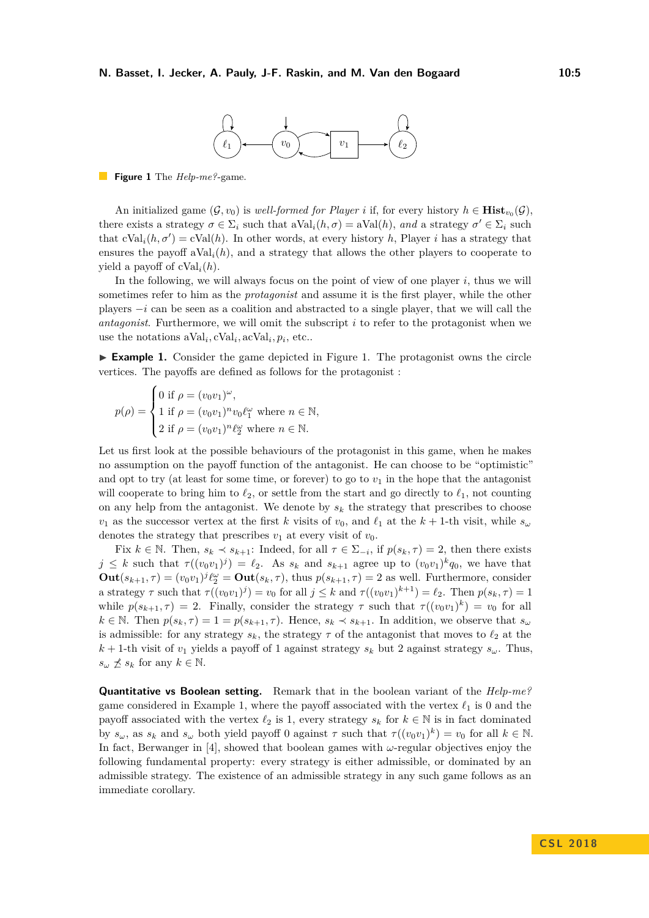**Figure 1** The *Help-me?*-game.

An initialized game $(\mathcal{G}, v_0)$ is *well-formed for Player $i$* if, for every history $h \in \mathbf{Hist}_{v_0}(\mathcal{G})$, there exists a strategy $\sigma \in \Sigma_i$ such that $\text{aVal}_i(h, \sigma) = \text{aVal}(h)$, *and* a strategy $\sigma' \in \Sigma_i$ such that $\text{cVal}_i(h, \sigma') = \text{cVal}(h)$. In other words, at every history $h$, Player $i$ has a strategy that ensures the payoff $\text{aVal}_i(h)$, and a strategy that allows the other players to cooperate to yield a payoff of $\text{cVal}_i(h)$.

In the following, we will always focus on the point of view of one player $i$, thus we will sometimes refer to him as the *protagonist* and assume it is the first player, while the other players $-i$ can be seen as a coalition and abstracted to a single player, that we will call the *antagonist*. Furthermore, we will omit the subscript $i$ to refer to the protagonist when we use the notations $\text{aVal}_i, \text{cVal}_i, \text{acVal}_i, p_i$, etc..

▶ **Example 1.** Consider the game depicted in Figure 1. The protagonist owns the circle vertices. The payoffs are defined as follows for the protagonist :

$$p(\rho) = \begin{cases} 0 \text{ if } \rho = (v_0 v_1)^\omega, \\ 1 \text{ if } \rho = (v_0 v_1)^n v_0 \ell_1^\omega \text{ where } n \in \mathbb{N}, \\ 2 \text{ if } \rho = (v_0 v_1)^n \ell_2^\omega \text{ where } n \in \mathbb{N}. \end{cases}$$

Let us first look at the possible behaviours of the protagonist in this game, when he makes no assumption on the payoff function of the antagonist. He can choose to be "optimistic" and opt to try (at least for some time, or forever) to go to $v_1$ in the hope that the antagonist will cooperate to bring him to $\ell_2$, or settle from the start and go directly to $\ell_1$, not counting on any help from the antagonist. We denote by $s_k$ the strategy that prescribes to choose $v_1$ as the successor vertex at the first $k$ visits of $v_0$, and $\ell_1$ at the $k+1$-th visit, while $s_\omega$ denotes the strategy that prescribes $v_1$ at every visit of $v_0$.

Fix $k \in \mathbb{N}$. Then, $s_k \prec s_{k+1}$: Indeed, for all $\tau \in \Sigma_{-i}$, if $p(s_k, \tau) = 2$, then there exists $j \leq k$ such that $\tau((v_0 v_1)^j) = \ell_2$. As $s_k$ and $s_{k+1}$ agree up to $(v_0 v_1)^k q_0$, we have that $\mathbf{Out}(s_{k+1}, \tau) = (v_0 v_1)^j \ell_2^\omega = \mathbf{Out}(s_k, \tau)$, thus $p(s_{k+1}, \tau) = 2$ as well. Furthermore, consider a strategy $\tau$ such that $\tau((v_0 v_1)^j) = v_0$ for all $j \leq k$ and $\tau((v_0 v_1)^{k+1}) = \ell_2$. Then $p(s_k, \tau) = 1$ while $p(s_{k+1}, \tau) = 2$. Finally, consider the strategy $\tau$ such that $\tau((v_0 v_1)^k) = v_0$ for all $k \in \mathbb{N}$. Then $p(s_k, \tau) = 1 = p(s_{k+1}, \tau)$. Hence, $s_k \prec s_{k+1}$. In addition, we observe that $s_\omega$ is admissible: for any strategy $s_k$, the strategy $\tau$ of the antagonist that moves to $\ell_2$ at the $k+1$-th visit of $v_1$ yields a payoff of 1 against strategy $s_k$ but 2 against strategy $s_\omega$. Thus, $s_\omega \not\preceq s_k$ for any $k \in \mathbb{N}$.

**Quantitative vs Boolean setting.** Remark that in the boolean variant of the *Help-me?* game considered in Example 1, where the payoff associated with the vertex $\ell_1$ is 0 and the payoff associated with the vertex $\ell_2$ is 1, every strategy $s_k$ for $k \in \mathbb{N}$ is in fact dominated by $s_\omega$, as $s_k$ and $s_\omega$ both yield payoff 0 against $\tau$ such that $\tau((v_0 v_1)^k) = v_0$ for all $k \in \mathbb{N}$. In fact, Berwanger in [4], showed that boolean games with $\omega$-regular objectives enjoy the following fundamental property: every strategy is either admissible, or dominated by an admissible strategy. The existence of an admissible strategy in any such game follows as an immediate corollary.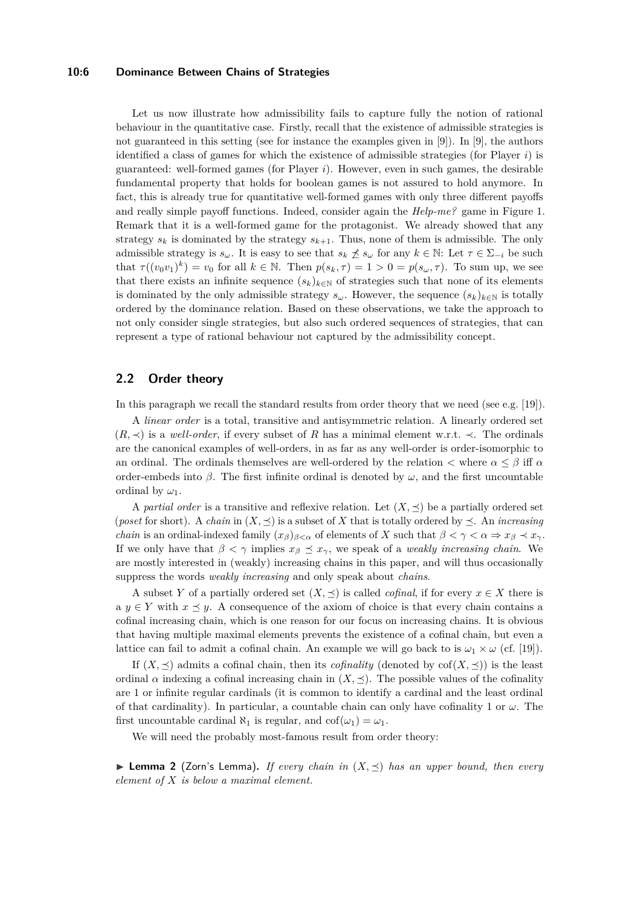Let us now illustrate how admissibility fails to capture fully the notion of rational behaviour in the quantitative case. Firstly, recall that the existence of admissible strategies is not guaranteed in this setting (see for instance the examples given in [9]). In [9], the authors identified a class of games for which the existence of admissible strategies (for Player $i$) is guaranteed: well-formed games (for Player $i$). However, even in such games, the desirable fundamental property that holds for boolean games is not assured to hold anymore. In fact, this is already true for quantitative well-formed games with only three different payoffs and really simple payoff functions. Indeed, consider again the *Help-me?* game in Figure 1. Remark that it is a well-formed game for the protagonist. We already showed that any strategy $s_k$ is dominated by the strategy $s_{k+1}$. Thus, none of them is admissible. The only admissible strategy is $s_\omega$. It is easy to see that $s_k \not\preceq s_\omega$ for any $k \in \mathbb{N}$: Let $\tau \in \Sigma_{-i}$ be such that $\tau((v_0 v_1)^k) = v_0$ for all $k \in \mathbb{N}$. Then $p(s_k, \tau) = 1 > 0 = p(s_\omega, \tau)$. To sum up, we see that there exists an infinite sequence $(s_k)_{k\in\mathbb{N}}$ of strategies such that none of its elements is dominated by the only admissible strategy $s_\omega$. However, the sequence $(s_k)_{k\in\mathbb{N}}$ is totally ordered by the dominance relation. Based on these observations, we take the approach to not only consider single strategies, but also such ordered sequences of strategies, that can represent a type of rational behaviour not captured by the admissibility concept.

## 2.2 Order theory

In this paragraph we recall the standard results from order theory that we need (see e.g. [19]).

A *linear order* is a total, transitive and antisymmetric relation. A linearly ordered set $(R, \prec)$ is a *well-order*, if every subset of $R$ has a minimal element w.r.t. $\prec$. The ordinals are the canonical examples of well-orders, in as far as any well-order is order-isomorphic to an ordinal. The ordinals themselves are well-ordered by the relation $<$ where $\alpha \leq \beta$ iff $\alpha$ order-embeds into $\beta$. The first infinite ordinal is denoted by $\omega$, and the first uncountable ordinal by $\omega_1$.

A *partial order* is a transitive and reflexive relation. Let $(X, \preceq)$ be a partially ordered set (*poset* for short). A *chain* in $(X, \preceq)$ is a subset of $X$ that is totally ordered by $\preceq$. An *increasing chain* is an ordinal-indexed family $(x_\beta)_{\beta<\alpha}$ of elements of $X$ such that $\beta < \gamma < \alpha \Rightarrow x_\beta \prec x_\gamma$. If we only have that $\beta < \gamma$ implies $x_\beta \preceq x_\gamma$, we speak of a *weakly increasing chain*. We are mostly interested in (weakly) increasing chains in this paper, and will thus occasionally suppress the words *weakly increasing* and only speak about *chains*.

A subset $Y$ of a partially ordered set $(X, \preceq)$ is called *cofinal*, if for every $x \in X$ there is a $y \in Y$ with $x \preceq y$. A consequence of the axiom of choice is that every chain contains a cofinal increasing chain, which is one reason for our focus on increasing chains. It is obvious that having multiple maximal elements prevents the existence of a cofinal chain, but even a lattice can fail to admit a cofinal chain. An example we will go back to is $\omega_1 \times \omega$ (cf. [19]).

If $(X, \preceq)$ admits a cofinal chain, then its *cofinality* (denoted by $\mathrm{cof}(X, \preceq)$) is the least ordinal $\alpha$ indexing a cofinal increasing chain in $(X, \preceq)$. The possible values of the cofinality are 1 or infinite regular cardinals (it is common to identify a cardinal and the least ordinal of that cardinality). In particular, a countable chain can only have cofinality 1 or $\omega$. The first uncountable cardinal $\aleph_1$ is regular, and $\mathrm{cof}(\omega_1) = \omega_1$.

We will need the probably most-famous result from order theory:

► **Lemma 2** (Zorn's Lemma). *If every chain in $(X, \preceq)$ has an upper bound, then every element of $X$ is below a maximal element.*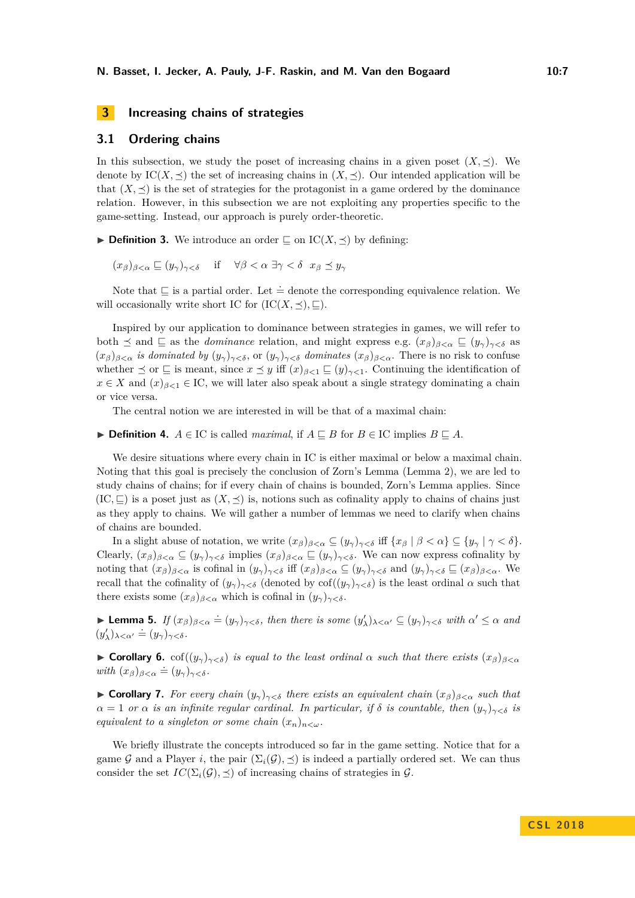## 3 Increasing chains of strategies

### 3.1 Ordering chains

In this subsection, we study the poset of increasing chains in a given poset $(X, \preceq)$. We denote by $\mathrm{IC}(X, \preceq)$ the set of increasing chains in $(X, \preceq)$. Our intended application will be that $(X, \preceq)$ is the set of strategies for the protagonist in a game ordered by the dominance relation. However, in this subsection we are not exploiting any properties specific to the game-setting. Instead, our approach is purely order-theoretic.

▶ **Definition 3.** We introduce an order $\sqsubseteq$ on $\mathrm{IC}(X, \preceq)$ by defining:

$$(x_\beta)_{\beta<\alpha} \sqsubseteq (y_\gamma)_{\gamma<\delta} \quad \text{if} \quad \forall \beta < \alpha \; \exists \gamma < \delta \;\; x_\beta \preceq y_\gamma$$

Note that $\sqsubseteq$ is a partial order. Let $\doteq$ denote the corresponding equivalence relation. We will occasionally write short IC for $(\mathrm{IC}(X, \preceq), \sqsubseteq)$.

Inspired by our application to dominance between strategies in games, we will refer to both $\preceq$ and $\sqsubseteq$ as the *dominance* relation, and might express e.g. $(x_\beta)_{\beta<\alpha} \sqsubseteq (y_\gamma)_{\gamma<\delta}$ as $(x_\beta)_{\beta<\alpha}$ *is dominated by* $(y_\gamma)_{\gamma<\delta}$, or $(y_\gamma)_{\gamma<\delta}$ *dominates* $(x_\beta)_{\beta<\alpha}$. There is no risk to confuse whether $\preceq$ or $\sqsubseteq$ is meant, since $x \preceq y$ iff $(x)_{\beta<1} \sqsubseteq (y)_{\gamma<1}$. Continuing the identification of $x \in X$ and $(x)_{\beta<1} \in \mathrm{IC}$, we will later also speak about a single strategy dominating a chain or vice versa.

The central notion we are interested in will be that of a maximal chain:

▶ **Definition 4.** $A \in \mathrm{IC}$ is called *maximal*, if $A \sqsubseteq B$ for $B \in \mathrm{IC}$ implies $B \sqsubseteq A$.

We desire situations where every chain in IC is either maximal or below a maximal chain. Noting that this goal is precisely the conclusion of Zorn's Lemma (Lemma 2), we are led to study chains of chains; for if every chain of chains is bounded, Zorn's Lemma applies. Since $(\mathrm{IC}, \sqsubseteq)$ is a poset just as $(X, \preceq)$ is, notions such as cofinality apply to chains of chains just as they apply to chains. We will gather a number of lemmas we need to clarify when chains of chains are bounded.

In a slight abuse of notation, we write $(x_\beta)_{\beta<\alpha} \subseteq (y_\gamma)_{\gamma<\delta}$ iff $\{x_\beta \mid \beta < \alpha\} \subseteq \{y_\gamma \mid \gamma < \delta\}$. Clearly, $(x_\beta)_{\beta<\alpha} \subseteq (y_\gamma)_{\gamma<\delta}$ implies $(x_\beta)_{\beta<\alpha} \sqsubseteq (y_\gamma)_{\gamma<\delta}$. We can now express cofinality by noting that $(x_\beta)_{\beta<\alpha}$ is cofinal in $(y_\gamma)_{\gamma<\delta}$ iff $(x_\beta)_{\beta<\alpha} \subseteq (y_\gamma)_{\gamma<\delta}$ and $(y_\gamma)_{\gamma<\delta} \sqsubseteq (x_\beta)_{\beta<\alpha}$. We recall that the cofinality of $(y_\gamma)_{\gamma<\delta}$ (denoted by $\mathrm{cof}((y_\gamma)_{\gamma<\delta})$ is the least ordinal $\alpha$ such that there exists some $(x_\beta)_{\beta<\alpha}$ which is cofinal in $(y_\gamma)_{\gamma<\delta}$.

▶ **Lemma 5.** *If $(x_\beta)_{\beta<\alpha} \doteq (y_\gamma)_{\gamma<\delta}$, then there is some $(y'_\lambda)_{\lambda<\alpha'} \subseteq (y_\gamma)_{\gamma<\delta}$ with $\alpha' \leq \alpha$ and $(y'_\lambda)_{\lambda<\alpha'} \doteq (y_\gamma)_{\gamma<\delta}$.*

▶ **Corollary 6.** *$\mathrm{cof}((y_\gamma)_{\gamma<\delta})$ is equal to the least ordinal $\alpha$ such that there exists $(x_\beta)_{\beta<\alpha}$ with $(x_\beta)_{\beta<\alpha} \doteq (y_\gamma)_{\gamma<\delta}$.*

▶ **Corollary 7.** *For every chain $(y_\gamma)_{\gamma<\delta}$ there exists an equivalent chain $(x_\beta)_{\beta<\alpha}$ such that $\alpha = 1$ or $\alpha$ is an infinite regular cardinal. In particular, if $\delta$ is countable, then $(y_\gamma)_{\gamma<\delta}$ is equivalent to a singleton or some chain $(x_n)_{n<\omega}$.*

We briefly illustrate the concepts introduced so far in the game setting. Notice that for a game $\mathcal{G}$ and a Player $i$, the pair $(\Sigma_i(\mathcal{G}), \preceq)$ is indeed a partially ordered set. We can thus consider the set $IC(\Sigma_i(\mathcal{G}), \preceq)$ of increasing chains of strategies in $\mathcal{G}$.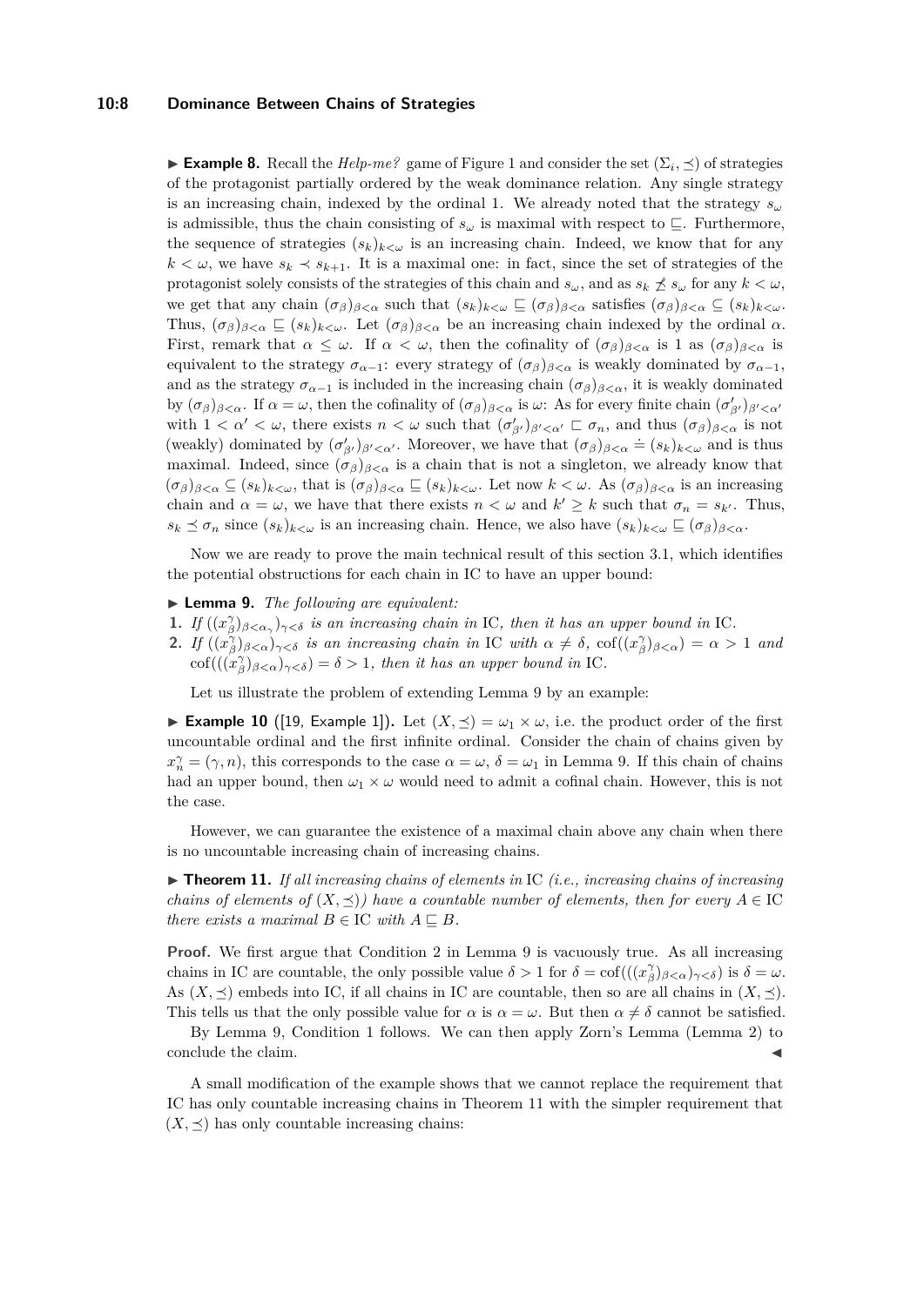▶ **Example 8.** Recall the *Help-me?* game of Figure 1 and consider the set $(\Sigma_i, \preceq)$ of strategies of the protagonist partially ordered by the weak dominance relation. Any single strategy is an increasing chain, indexed by the ordinal 1. We already noted that the strategy $s_\omega$ is admissible, thus the chain consisting of $s_\omega$ is maximal with respect to $\sqsubseteq$. Furthermore, the sequence of strategies $(s_k)_{k<\omega}$ is an increasing chain. Indeed, we know that for any $k < \omega$, we have $s_k \prec s_{k+1}$. It is a maximal one: in fact, since the set of strategies of the protagonist solely consists of the strategies of this chain and $s_\omega$, and as $s_k \not\preceq s_\omega$ for any $k < \omega$, we get that any chain $(\sigma_\beta)_{\beta<\alpha}$ such that $(s_k)_{k<\omega} \sqsubseteq (\sigma_\beta)_{\beta<\alpha}$ satisfies $(\sigma_\beta)_{\beta<\alpha} \subseteq (s_k)_{k<\omega}$. Thus, $(\sigma_\beta)_{\beta<\alpha} \sqsubseteq (s_k)_{k<\omega}$. Let $(\sigma_\beta)_{\beta<\alpha}$ be an increasing chain indexed by the ordinal $\alpha$. First, remark that $\alpha \leq \omega$. If $\alpha < \omega$, then the cofinality of $(\sigma_\beta)_{\beta<\alpha}$ is 1 as $(\sigma_\beta)_{\beta<\alpha}$ is equivalent to the strategy $\sigma_{\alpha-1}$: every strategy of $(\sigma_\beta)_{\beta<\alpha}$ is weakly dominated by $\sigma_{\alpha-1}$, and as the strategy $\sigma_{\alpha-1}$ is included in the increasing chain $(\sigma_\beta)_{\beta<\alpha}$, it is weakly dominated by $(\sigma_\beta)_{\beta<\alpha}$. If $\alpha = \omega$, then the cofinality of $(\sigma_\beta)_{\beta<\alpha}$ is $\omega$: As for every finite chain $(\sigma'_{\beta'})_{\beta'<\alpha'}$ with $1 < \alpha' < \omega$, there exists $n < \omega$ such that $(\sigma'_{\beta'})_{\beta'<\alpha'} \sqsubset \sigma_n$, and thus $(\sigma_\beta)_{\beta<\alpha}$ is not (weakly) dominated by $(\sigma'_{\beta'})_{\beta'<\alpha'}$. Moreover, we have that $(\sigma_\beta)_{\beta<\alpha} \doteq (s_k)_{k<\omega}$ and is thus maximal. Indeed, since $(\sigma_\beta)_{\beta<\alpha}$ is a chain that is not a singleton, we already know that $(\sigma_\beta)_{\beta<\alpha} \subseteq (s_k)_{k<\omega}$, that is $(\sigma_\beta)_{\beta<\alpha} \sqsubseteq (s_k)_{k<\omega}$. Let now $k < \omega$. As $(\sigma_\beta)_{\beta<\alpha}$ is an increasing chain and $\alpha = \omega$, we have that there exists $n < \omega$ and $k' \geq k$ such that $\sigma_n = s_{k'}$. Thus, $s_k \preceq \sigma_n$ since $(s_k)_{k<\omega}$ is an increasing chain. Hence, we also have $(s_k)_{k<\omega} \sqsubseteq (\sigma_\beta)_{\beta<\alpha}$.

Now we are ready to prove the main technical result of this section 3.1, which identifies the potential obstructions for each chain in IC to have an upper bound:

▶ **Lemma 9.** *The following are equivalent:*

1. *If $((x^\gamma_\beta)_{\beta<\alpha_\gamma})_{\gamma<\delta}$ is an increasing chain in* IC*, then it has an upper bound in* IC*.*
2. *If $((x^\gamma_\beta)_{\beta<\alpha})_{\gamma<\delta}$ is an increasing chain in* IC *with $\alpha \neq \delta$, $\mathrm{cof}((x^\gamma_\beta)_{\beta<\alpha}) = \alpha > 1$ and $\mathrm{cof}(((x^\gamma_\beta)_{\beta<\alpha})_{\gamma<\delta}) = \delta > 1$, then it has an upper bound in* IC*.*

Let us illustrate the problem of extending Lemma 9 by an example:

▶ **Example 10** ([19, Example 1])**.** Let $(X, \preceq) = \omega_1 \times \omega$, i.e. the product order of the first uncountable ordinal and the first infinite ordinal. Consider the chain of chains given by $x^\gamma_n = (\gamma, n)$, this corresponds to the case $\alpha = \omega$, $\delta = \omega_1$ in Lemma 9. If this chain of chains had an upper bound, then $\omega_1 \times \omega$ would need to admit a cofinal chain. However, this is not the case.

However, we can guarantee the existence of a maximal chain above any chain when there is no uncountable increasing chain of increasing chains.

▶ **Theorem 11.** *If all increasing chains of elements in* IC *(i.e., increasing chains of increasing chains of elements of $(X, \preceq)$) have a countable number of elements, then for every $A \in$* IC *there exists a maximal $B \in$* IC *with $A \sqsubseteq B$.*

**Proof.** We first argue that Condition 2 in Lemma 9 is vacuously true. As all increasing chains in IC are countable, the only possible value $\delta > 1$ for $\delta = \mathrm{cof}(((x^\gamma_\beta)_{\beta<\alpha})_{\gamma<\delta})$ is $\delta = \omega$. As $(X, \preceq)$ embeds into IC, if all chains in IC are countable, then so are all chains in $(X, \preceq)$. This tells us that the only possible value for $\alpha$ is $\alpha = \omega$. But then $\alpha \neq \delta$ cannot be satisfied.

By Lemma 9, Condition 1 follows. We can then apply Zorn's Lemma (Lemma 2) to conclude the claim. ◀

A small modification of the example shows that we cannot replace the requirement that IC has only countable increasing chains in Theorem 11 with the simpler requirement that $(X, \preceq)$ has only countable increasing chains: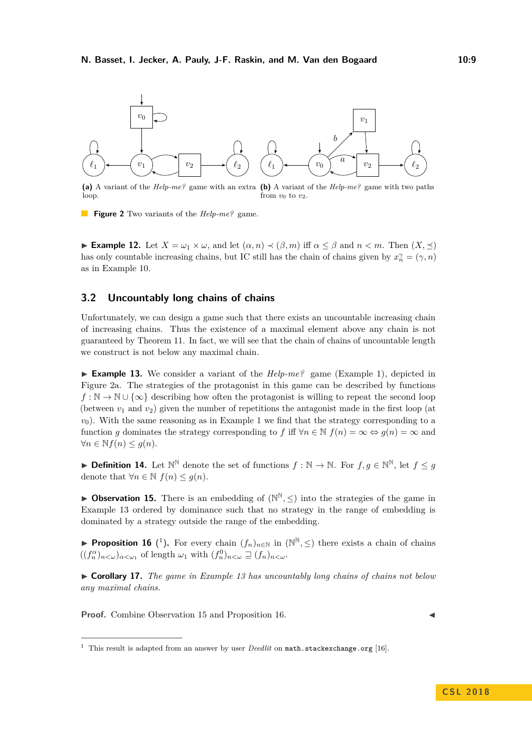**(a)** A variant of the *Help-me?* game with an extra loop.

**(b)** A variant of the *Help-me?* game with two paths from $v_0$ to $v_2$.

**Figure 2** Two variants of the *Help-me?* game.

▶ **Example 12.** Let $X = \omega_1 \times \omega$, and let $(\alpha, n) \prec (\beta, m)$ iff $\alpha \leq \beta$ and $n < m$. Then $(X, \preceq)$ has only countable increasing chains, but IC still has the chain of chains given by $x_n^\gamma = (\gamma, n)$ as in Example 10.

## 3.2 Uncountably long chains of chains

Unfortunately, we can design a game such that there exists an uncountable increasing chain of increasing chains. Thus the existence of a maximal element above any chain is not guaranteed by Theorem 11. In fact, we will see that the chain of chains of uncountable length we construct is not below any maximal chain.

▶ **Example 13.** We consider a variant of the *Help-me?* game (Example 1), depicted in Figure 2a. The strategies of the protagonist in this game can be described by functions $f : \mathbb{N} \to \mathbb{N} \cup \{\infty\}$ describing how often the protagonist is willing to repeat the second loop (between $v_1$ and $v_2$) given the number of repetitions the antagonist made in the first loop (at $v_0$). With the same reasoning as in Example 1 we find that the strategy corresponding to a function $g$ dominates the strategy corresponding to $f$ iff $\forall n \in \mathbb{N}\ f(n) = \infty \Leftrightarrow g(n) = \infty$ and $\forall n \in \mathbb{N} f(n) \leq g(n)$.

▶ **Definition 14.** Let $\mathbb{N}^\mathbb{N}$ denote the set of functions $f : \mathbb{N} \to \mathbb{N}$. For $f, g \in \mathbb{N}^\mathbb{N}$, let $f \leq g$ denote that $\forall n \in \mathbb{N}\ f(n) \leq g(n)$.

▶ **Observation 15.** There is an embedding of $(\mathbb{N}^\mathbb{N}, \leq)$ into the strategies of the game in Example 13 ordered by dominance such that no strategy in the range of embedding is dominated by a strategy outside the range of the embedding.

▶ **Proposition 16** ([1]). For every chain $(f_n)_{n\in\mathbb{N}}$ in $(\mathbb{N}^\mathbb{N}, \leq)$ there exists a chain of chains $((f_n^\alpha)_{n<\omega})_{\alpha<\omega_1}$ of length $\omega_1$ with $(f_n^0)_{n<\omega} \sqsupseteq (f_n)_{n<\omega}$.

▶ **Corollary 17.** *The game in Example 13 has uncountably long chains of chains not below any maximal chains.*

**Proof.** Combine Observation 15 and Proposition 16. ◀

---

[1] This result is adapted from an answer by user *Deedlit* on `math.stackexchange.org` [16].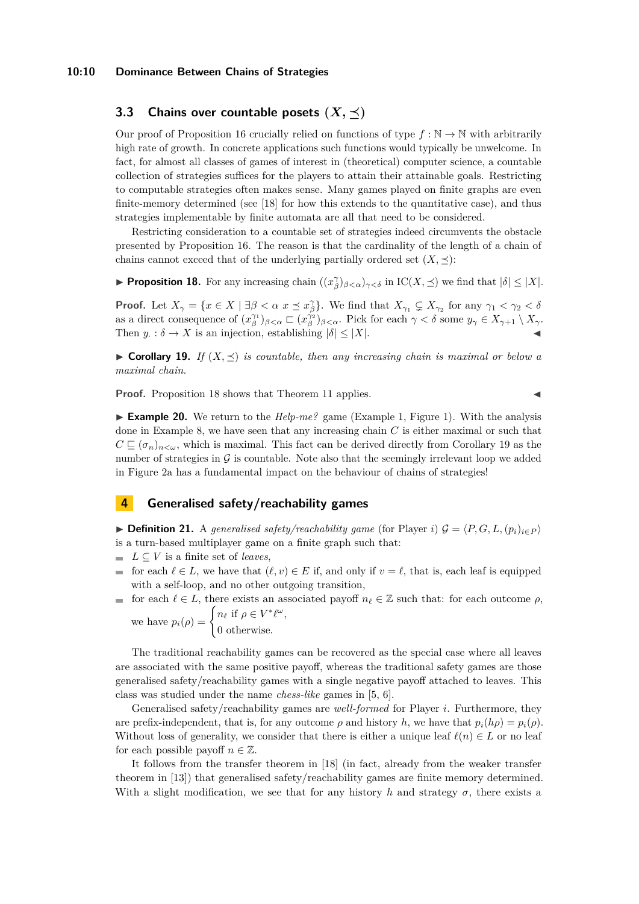## 3.3 Chains over countable posets $(X, \preceq)$

Our proof of Proposition 16 crucially relied on functions of type $f : \mathbb{N} \to \mathbb{N}$ with arbitrarily high rate of growth. In concrete applications such functions would typically be unwelcome. In fact, for almost all classes of games of interest in (theoretical) computer science, a countable collection of strategies suffices for the players to attain their attainable goals. Restricting to computable strategies often makes sense. Many games played on finite graphs are even finite-memory determined (see [18] for how this extends to the quantitative case), and thus strategies implementable by finite automata are all that need to be considered.

Restricting consideration to a countable set of strategies indeed circumvents the obstacle presented by Proposition 16. The reason is that the cardinality of the length of a chain of chains cannot exceed that of the underlying partially ordered set $(X, \preceq)$:

▶ **Proposition 18.** For any increasing chain $((x^\gamma_\beta)_{\beta<\alpha})_{\gamma<\delta}$ in $\mathrm{IC}(X, \preceq)$ we find that $|\delta| \leq |X|$.

**Proof.** Let $X_\gamma = \{x \in X \mid \exists \beta < \alpha \ x \preceq x^\gamma_\beta\}$. We find that $X_{\gamma_1} \subsetneq X_{\gamma_2}$ for any $\gamma_1 < \gamma_2 < \delta$ as a direct consequence of $(x^{\gamma_1}_\beta)_{\beta<\alpha} \sqsubset (x^{\gamma_2}_\beta)_{\beta<\alpha}$. Pick for each $\gamma < \delta$ some $y_\gamma \in X_{\gamma+1} \setminus X_\gamma$. Then $y_\cdot : \delta \to X$ is an injection, establishing $|\delta| \leq |X|$. ◀

▶ **Corollary 19.** *If $(X, \preceq)$ is countable, then any increasing chain is maximal or below a maximal chain.*

**Proof.** Proposition 18 shows that Theorem 11 applies. ◀

▶ **Example 20.** We return to the *Help-me?* game (Example 1, Figure 1). With the analysis done in Example 8, we have seen that any increasing chain $C$ is either maximal or such that $C \sqsubseteq (\sigma_n)_{n<\omega}$, which is maximal. This fact can be derived directly from Corollary 19 as the number of strategies in $\mathcal{G}$ is countable. Note also that the seemingly irrelevant loop we added in Figure 2a has a fundamental impact on the behaviour of chains of strategies!

# 4 Generalised safety/reachability games

▶ **Definition 21.** A *generalised safety/reachability game* (for Player $i$) $\mathcal{G} = \langle P, G, L, (p_i)_{i\in P}\rangle$ is a turn-based multiplayer game on a finite graph such that:

- $L \subseteq V$ is a finite set of *leaves*,
- for each $\ell \in L$, we have that $(\ell, v) \in E$ if, and only if $v = \ell$, that is, each leaf is equipped with a self-loop, and no other outgoing transition,
- for each $\ell \in L$, there exists an associated payoff $n_\ell \in \mathbb{Z}$ such that: for each outcome $\rho$, we have $p_i(\rho) = \begin{cases} n_\ell & \text{if } \rho \in V^*\ell^\omega, \\ 0 & \text{otherwise.} \end{cases}$

The traditional reachability games can be recovered as the special case where all leaves are associated with the same positive payoff, whereas the traditional safety games are those generalised safety/reachability games with a single negative payoff attached to leaves. This class was studied under the name *chess-like* games in [5, 6].

Generalised safety/reachability games are *well-formed* for Player $i$. Furthermore, they are prefix-independent, that is, for any outcome $\rho$ and history $h$, we have that $p_i(h\rho) = p_i(\rho)$. Without loss of generality, we consider that there is either a unique leaf $\ell(n) \in L$ or no leaf for each possible payoff $n \in \mathbb{Z}$.

It follows from the transfer theorem in [18] (in fact, already from the weaker transfer theorem in [13]) that generalised safety/reachability games are finite memory determined. With a slight modification, we see that for any history $h$ and strategy $\sigma$, there exists a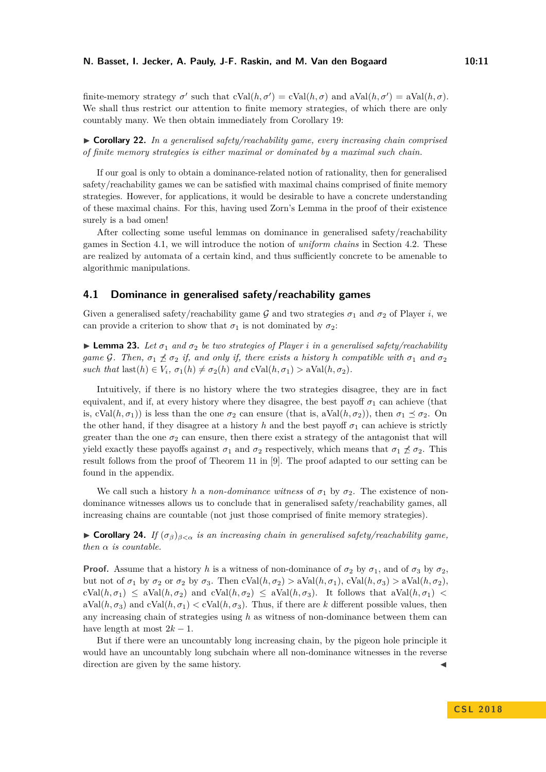finite-memory strategy $\sigma'$ such that $\mathrm{cVal}(h, \sigma') = \mathrm{cVal}(h, \sigma)$ and $\mathrm{aVal}(h, \sigma') = \mathrm{aVal}(h, \sigma)$. We shall thus restrict our attention to finite memory strategies, of which there are only countably many. We then obtain immediately from Corollary 19:

▶ **Corollary 22.** *In a generalised safety/reachability game, every increasing chain comprised of finite memory strategies is either maximal or dominated by a maximal such chain.*

If our goal is only to obtain a dominance-related notion of rationality, then for generalised safety/reachability games we can be satisfied with maximal chains comprised of finite memory strategies. However, for applications, it would be desirable to have a concrete understanding of these maximal chains. For this, having used Zorn's Lemma in the proof of their existence surely is a bad omen!

After collecting some useful lemmas on dominance in generalised safety/reachability games in Section 4.1, we will introduce the notion of *uniform chains* in Section 4.2. These are realized by automata of a certain kind, and thus sufficiently concrete to be amenable to algorithmic manipulations.

## 4.1 Dominance in generalised safety/reachability games

Given a generalised safety/reachability game $\mathcal{G}$ and two strategies $\sigma_1$ and $\sigma_2$ of Player $i$, we can provide a criterion to show that $\sigma_1$ is not dominated by $\sigma_2$:

▶ **Lemma 23.** *Let $\sigma_1$ and $\sigma_2$ be two strategies of Player $i$ in a generalised safety/reachability game $\mathcal{G}$. Then, $\sigma_1 \not\preceq \sigma_2$ if, and only if, there exists a history $h$ compatible with $\sigma_1$ and $\sigma_2$ such that* $\mathrm{last}(h) \in V_i$, $\sigma_1(h) \neq \sigma_2(h)$ *and* $\mathrm{cVal}(h, \sigma_1) > \mathrm{aVal}(h, \sigma_2)$.

Intuitively, if there is no history where the two strategies disagree, they are in fact equivalent, and if, at every history where they disagree, the best payoff $\sigma_1$ can achieve (that is, $\mathrm{cVal}(h, \sigma_1)$) is less than the one $\sigma_2$ can ensure (that is, $\mathrm{aVal}(h, \sigma_2)$), then $\sigma_1 \preceq \sigma_2$. On the other hand, if they disagree at a history $h$ and the best payoff $\sigma_1$ can achieve is strictly greater than the one $\sigma_2$ can ensure, then there exist a strategy of the antagonist that will yield exactly these payoffs against $\sigma_1$ and $\sigma_2$ respectively, which means that $\sigma_1 \not\preceq \sigma_2$. This result follows from the proof of Theorem 11 in [9]. The proof adapted to our setting can be found in the appendix.

We call such a history $h$ a *non-dominance witness* of $\sigma_1$ by $\sigma_2$. The existence of non-dominance witnesses allows us to conclude that in generalised safety/reachability games, all increasing chains are countable (not just those comprised of finite memory strategies).

▶ **Corollary 24.** *If $(\sigma_\beta)_{\beta<\alpha}$ is an increasing chain in generalised safety/reachability game, then $\alpha$ is countable.*

**Proof.** Assume that a history $h$ is a witness of non-dominance of $\sigma_2$ by $\sigma_1$, and of $\sigma_3$ by $\sigma_2$, but not of $\sigma_1$ by $\sigma_2$ or $\sigma_2$ by $\sigma_3$. Then $\mathrm{cVal}(h, \sigma_2) > \mathrm{aVal}(h, \sigma_1)$, $\mathrm{cVal}(h, \sigma_3) > \mathrm{aVal}(h, \sigma_2)$, $\mathrm{cVal}(h, \sigma_1) \leq \mathrm{aVal}(h, \sigma_2)$ and $\mathrm{cVal}(h, \sigma_2) \leq \mathrm{aVal}(h, \sigma_3)$. It follows that $\mathrm{aVal}(h, \sigma_1) < \mathrm{aVal}(h, \sigma_3)$ and $\mathrm{cVal}(h, \sigma_1) < \mathrm{cVal}(h, \sigma_3)$. Thus, if there are $k$ different possible values, then any increasing chain of strategies using $h$ as witness of non-dominance between them can have length at most $2k - 1$.

But if there were an uncountably long increasing chain, by the pigeon hole principle it would have an uncountably long subchain where all non-dominance witnesses in the reverse direction are given by the same history. ◀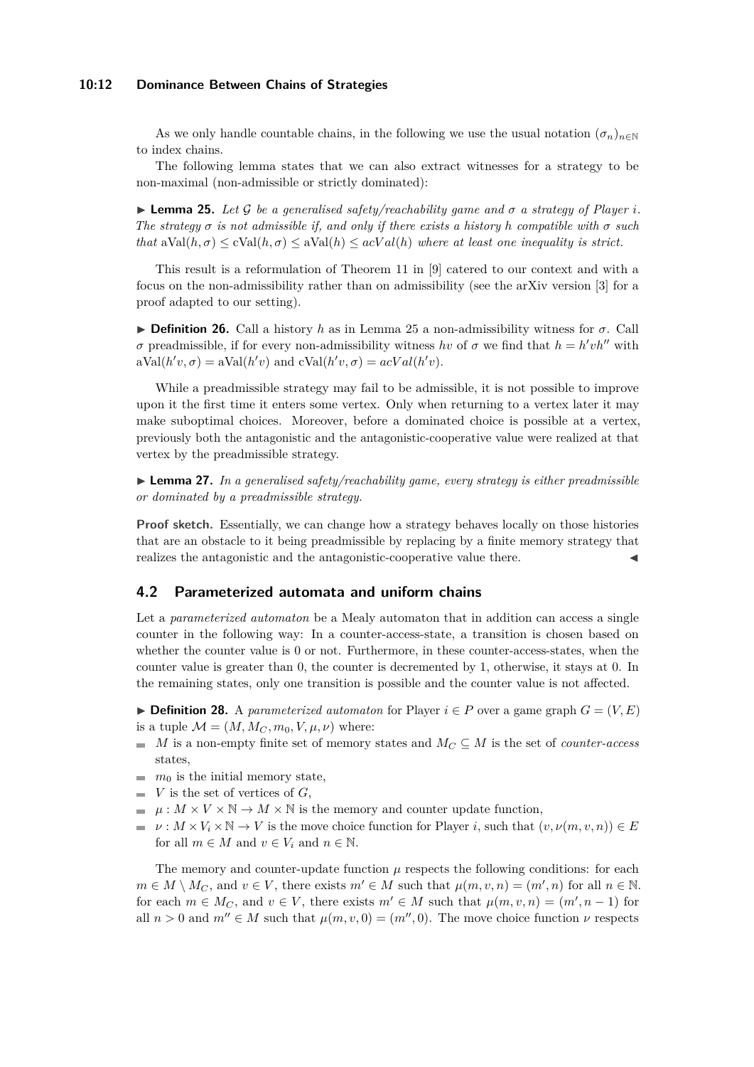As we only handle countable chains, in the following we use the usual notation $(\sigma_n)_{n\in\mathbb{N}}$ to index chains.

The following lemma states that we can also extract witnesses for a strategy to be non-maximal (non-admissible or strictly dominated):

▶ **Lemma 25.** *Let $\mathcal{G}$ be a generalised safety/reachability game and $\sigma$ a strategy of Player $i$. The strategy $\sigma$ is not admissible if, and only if there exists a history $h$ compatible with $\sigma$ such that $\mathrm{aVal}(h,\sigma) \leq \mathrm{cVal}(h,\sigma) \leq \mathrm{aVal}(h) \leq acVal(h)$ where at least one inequality is strict.*

This result is a reformulation of Theorem 11 in [9] catered to our context and with a focus on the non-admissibility rather than on admissibility (see the arXiv version [3] for a proof adapted to our setting).

▶ **Definition 26.** Call a history $h$ as in Lemma 25 a non-admissibility witness for $\sigma$. Call $\sigma$ preadmissible, if for every non-admissibility witness $hv$ of $\sigma$ we find that $h = h'vh''$ with $\mathrm{aVal}(h'v,\sigma) = \mathrm{aVal}(h'v)$ and $\mathrm{cVal}(h'v,\sigma) = acVal(h'v)$.

While a preadmissible strategy may fail to be admissible, it is not possible to improve upon it the first time it enters some vertex. Only when returning to a vertex later it may make suboptimal choices. Moreover, before a dominated choice is possible at a vertex, previously both the antagonistic and the antagonistic-cooperative value were realized at that vertex by the preadmissible strategy.

▶ **Lemma 27.** *In a generalised safety/reachability game, every strategy is either preadmissible or dominated by a preadmissible strategy.*

**Proof sketch.** Essentially, we can change how a strategy behaves locally on those histories that are an obstacle to it being preadmissible by replacing by a finite memory strategy that realizes the antagonistic and the antagonistic-cooperative value there. ◀

## 4.2 Parameterized automata and uniform chains

Let a *parameterized automaton* be a Mealy automaton that in addition can access a single counter in the following way: In a counter-access-state, a transition is chosen based on whether the counter value is 0 or not. Furthermore, in these counter-access-states, when the counter value is greater than 0, the counter is decremented by 1, otherwise, it stays at 0. In the remaining states, only one transition is possible and the counter value is not affected.

▶ **Definition 28.** A *parameterized automaton* for Player $i \in P$ over a game graph $G = (V, E)$ is a tuple $\mathcal{M} = (M, M_C, m_0, V, \mu, \nu)$ where:

- $M$ is a non-empty finite set of memory states and $M_C \subseteq M$ is the set of *counter-access* states,
- $m_0$ is the initial memory state,
- $V$ is the set of vertices of $G$,
- $\mu : M \times V \times \mathbb{N} \to M \times \mathbb{N}$ is the memory and counter update function,
- $\nu : M \times V_i \times \mathbb{N} \to V$ is the move choice function for Player $i$, such that $(v, \nu(m, v, n)) \in E$ for all $m \in M$ and $v \in V_i$ and $n \in \mathbb{N}$.

The memory and counter-update function $\mu$ respects the following conditions: for each $m \in M \setminus M_C$, and $v \in V$, there exists $m' \in M$ such that $\mu(m, v, n) = (m', n)$ for all $n \in \mathbb{N}$. for each $m \in M_C$, and $v \in V$, there exists $m' \in M$ such that $\mu(m, v, n) = (m', n-1)$ for all $n > 0$ and $m'' \in M$ such that $\mu(m, v, 0) = (m'', 0)$. The move choice function $\nu$ respects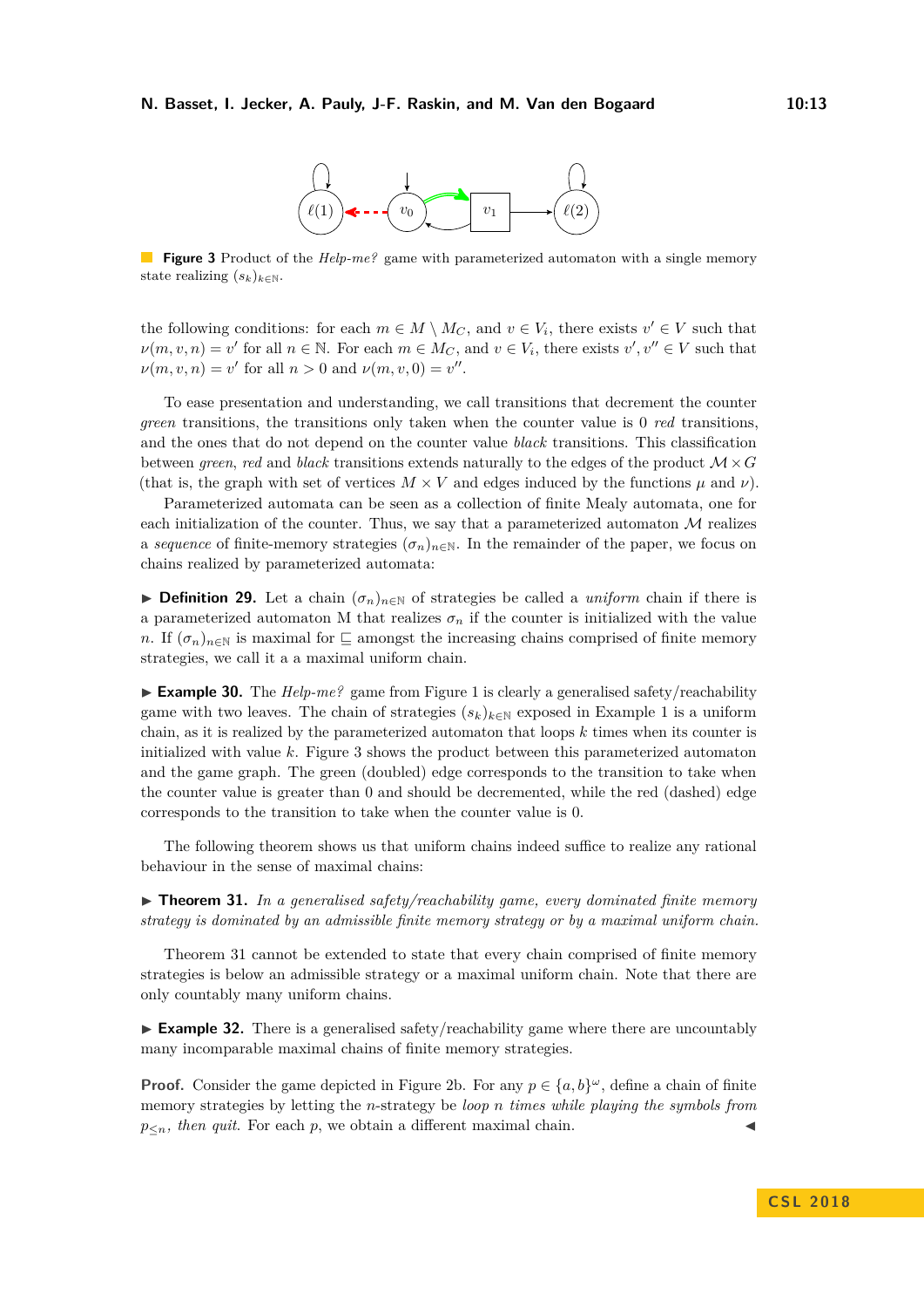**Figure 3** Product of the *Help-me?* game with parameterized automaton with a single memory state realizing $(s_k)_{k\in\mathbb{N}}$.

the following conditions: for each $m \in M \setminus M_C$, and $v \in V_i$, there exists $v' \in V$ such that $\nu(m, v, n) = v'$ for all $n \in \mathbb{N}$. For each $m \in M_C$, and $v \in V_i$, there exists $v', v'' \in V$ such that $\nu(m, v, n) = v'$ for all $n > 0$ and $\nu(m, v, 0) = v''$.

To ease presentation and understanding, we call transitions that decrement the counter *green* transitions, the transitions only taken when the counter value is 0 *red* transitions, and the ones that do not depend on the counter value *black* transitions. This classification between *green*, *red* and *black* transitions extends naturally to the edges of the product $\mathcal{M} \times G$ (that is, the graph with set of vertices $M \times V$ and edges induced by the functions $\mu$ and $\nu$).

Parameterized automata can be seen as a collection of finite Mealy automata, one for each initialization of the counter. Thus, we say that a parameterized automaton $\mathcal{M}$ realizes a *sequence* of finite-memory strategies $(\sigma_n)_{n\in\mathbb{N}}$. In the remainder of the paper, we focus on chains realized by parameterized automata:

▶ **Definition 29.** Let a chain $(\sigma_n)_{n\in\mathbb{N}}$ of strategies be called a *uniform* chain if there is a parameterized automaton M that realizes $\sigma_n$ if the counter is initialized with the value $n$. If $(\sigma_n)_{n\in\mathbb{N}}$ is maximal for $\sqsubseteq$ amongst the increasing chains comprised of finite memory strategies, we call it a a maximal uniform chain.

▶ **Example 30.** The *Help-me?* game from Figure 1 is clearly a generalised safety/reachability game with two leaves. The chain of strategies $(s_k)_{k\in\mathbb{N}}$ exposed in Example 1 is a uniform chain, as it is realized by the parameterized automaton that loops $k$ times when its counter is initialized with value $k$. Figure 3 shows the product between this parameterized automaton and the game graph. The green (doubled) edge corresponds to the transition to take when the counter value is greater than 0 and should be decremented, while the red (dashed) edge corresponds to the transition to take when the counter value is 0.

The following theorem shows us that uniform chains indeed suffice to realize any rational behaviour in the sense of maximal chains:

▶ **Theorem 31.** *In a generalised safety/reachability game, every dominated finite memory strategy is dominated by an admissible finite memory strategy or by a maximal uniform chain.*

Theorem 31 cannot be extended to state that every chain comprised of finite memory strategies is below an admissible strategy or a maximal uniform chain. Note that there are only countably many uniform chains.

▶ **Example 32.** There is a generalised safety/reachability game where there are uncountably many incomparable maximal chains of finite memory strategies.

**Proof.** Consider the game depicted in Figure 2b. For any $p \in \{a, b\}^\omega$, define a chain of finite memory strategies by letting the $n$-strategy be *loop $n$ times while playing the symbols from $p_{\leq n}$, then quit*. For each $p$, we obtain a different maximal chain. ◀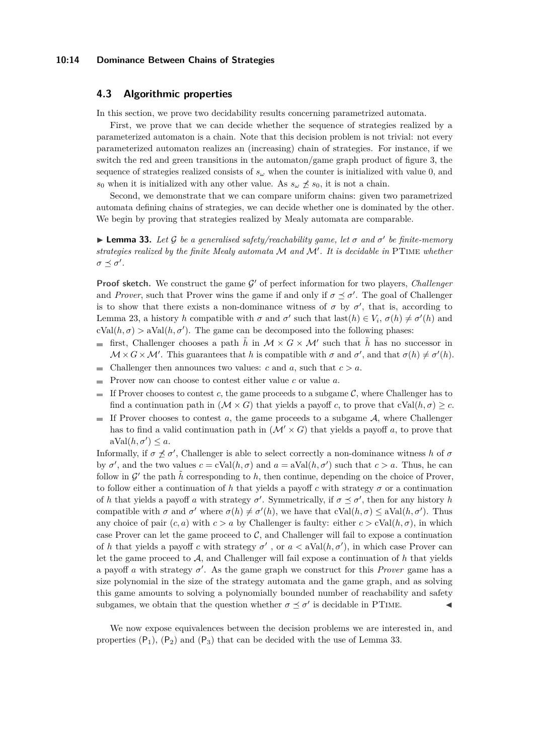## 4.3 Algorithmic properties

In this section, we prove two decidability results concerning parametrized automata.

First, we prove that we can decide whether the sequence of strategies realized by a parameterized automaton is a chain. Note that this decision problem is not trivial: not every parameterized automaton realizes an (increasing) chain of strategies. For instance, if we switch the red and green transitions in the automaton/game graph product of figure 3, the sequence of strategies realized consists of $s_\omega$ when the counter is initialized with value 0, and $s_0$ when it is initialized with any other value. As $s_\omega \not\preceq s_0$, it is not a chain.

Second, we demonstrate that we can compare uniform chains: given two parametrized automata defining chains of strategies, we can decide whether one is dominated by the other. We begin by proving that strategies realized by Mealy automata are comparable.

▶ **Lemma 33.** *Let $\mathcal{G}$ be a generalised safety/reachability game, let $\sigma$ and $\sigma'$ be finite-memory strategies realized by the finite Mealy automata $\mathcal{M}$ and $\mathcal{M}'$. It is decidable in* PTIME *whether $\sigma \preceq \sigma'$.*

**Proof sketch.** We construct the game $\mathcal{G}'$ of perfect information for two players, *Challenger* and *Prover*, such that Prover wins the game if and only if $\sigma \preceq \sigma'$. The goal of Challenger is to show that there exists a non-dominance witness of $\sigma$ by $\sigma'$, that is, according to Lemma 23, a history $h$ compatible with $\sigma$ and $\sigma'$ such that $\text{last}(h) \in V_i$, $\sigma(h) \neq \sigma'(h)$ and $\text{cVal}(h, \sigma) > \text{aVal}(h, \sigma')$. The game can be decomposed into the following phases:

- first, Challenger chooses a path $\tilde{h}$ in $\mathcal{M} \times G \times \mathcal{M}'$ such that $\tilde{h}$ has no successor in $\mathcal{M} \times G \times \mathcal{M}'$. This guarantees that $h$ is compatible with $\sigma$ and $\sigma'$, and that $\sigma(h) \neq \sigma'(h)$.
- Challenger then announces two values: $c$ and $a$, such that $c > a$.
- Prover now can choose to contest either value $c$ or value $a$.
- If Prover chooses to contest $c$, the game proceeds to a subgame $\mathcal{C}$, where Challenger has to find a continuation path in $(\mathcal{M} \times G)$ that yields a payoff $c$, to prove that $\text{cVal}(h, \sigma) \geq c$.
- If Prover chooses to contest $a$, the game proceeds to a subgame $\mathcal{A}$, where Challenger has to find a valid continuation path in $(\mathcal{M}' \times G)$ that yields a payoff $a$, to prove that $\text{aVal}(h, \sigma') \leq a$.

Informally, if $\sigma \not\preceq \sigma'$, Challenger is able to select correctly a non-dominance witness $h$ of $\sigma$ by $\sigma'$, and the two values $c = \text{cVal}(h, \sigma)$ and $a = \text{aVal}(h, \sigma')$ such that $c > a$. Thus, he can follow in $\mathcal{G}'$ the path $\tilde{h}$ corresponding to $h$, then continue, depending on the choice of Prover, to follow either a continuation of $h$ that yields a payoff $c$ with strategy $\sigma$ or a continuation of $h$ that yields a payoff $a$ with strategy $\sigma'$. Symmetrically, if $\sigma \preceq \sigma'$, then for any history $h$ compatible with $\sigma$ and $\sigma'$ where $\sigma(h) \neq \sigma'(h)$, we have that $\text{cVal}(h, \sigma) \leq \text{aVal}(h, \sigma')$. Thus any choice of pair $(c, a)$ with $c > a$ by Challenger is faulty: either $c > \text{cVal}(h, \sigma)$, in which case Prover can let the game proceed to $\mathcal{C}$, and Challenger will fail to expose a continuation of $h$ that yields a payoff $c$ with strategy $\sigma'$ , or $a < \text{aVal}(h, \sigma')$, in which case Prover can let the game proceed to $\mathcal{A}$, and Challenger will fail expose a continuation of $h$ that yields a payoff $a$ with strategy $\sigma'$. As the game graph we construct for this *Prover* game has a size polynomial in the size of the strategy automata and the game graph, and as solving this game amounts to solving a polynomially bounded number of reachability and safety subgames, we obtain that the question whether $\sigma \preceq \sigma'$ is decidable in PTIME. ◀

We now expose equivalences between the decision problems we are interested in, and properties $(\mathsf{P}_1)$, $(\mathsf{P}_2)$ and $(\mathsf{P}_3)$ that can be decided with the use of Lemma 33.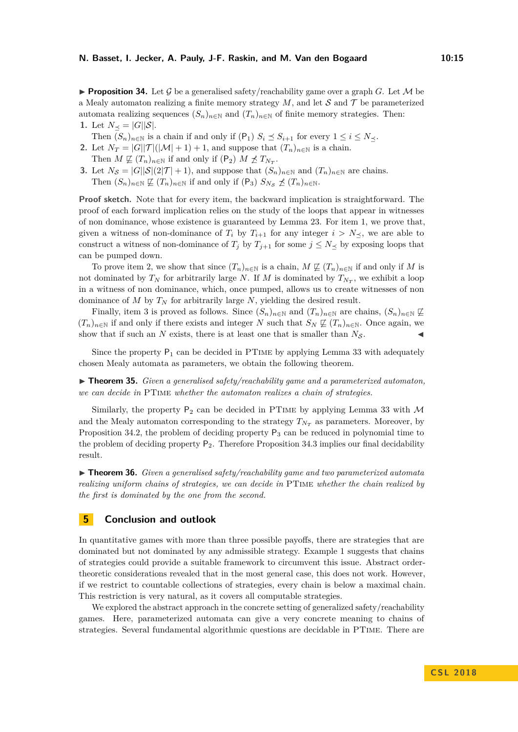▶ **Proposition 34.** Let $\mathcal{G}$ be a generalised safety/reachability game over a graph $G$. Let $\mathcal{M}$ be a Mealy automaton realizing a finite memory strategy $M$, and let $\mathcal{S}$ and $\mathcal{T}$ be parameterized automata realizing sequences $(S_n)_{n\in\mathbb{N}}$ and $(T_n)_{n\in\mathbb{N}}$ of finite memory strategies. Then:

1. Let $N_{\preceq} = |G||\mathcal{S}|$.
   Then $(S_n)_{n\in\mathbb{N}}$ is a chain if and only if ($\mathsf{P}_1$) $S_i \preceq S_{i+1}$ for every $1 \leq i \leq N_{\preceq}$.
2. Let $N_T = |G||\mathcal{T}|(|\mathcal{M}|+1)+1$, and suppose that $(T_n)_{n\in\mathbb{N}}$ is a chain.
   Then $M \not\sqsubseteq (T_n)_{n\in\mathbb{N}}$ if and only if ($\mathsf{P}_2$) $M \not\preceq T_{N_T}$.
3. Let $N_{\mathcal{S}} = |G||\mathcal{S}|(2|\mathcal{T}|+1)$, and suppose that $(S_n)_{n\in\mathbb{N}}$ and $(T_n)_{n\in\mathbb{N}}$ are chains.
   Then $(S_n)_{n\in\mathbb{N}} \not\sqsubseteq (T_n)_{n\in\mathbb{N}}$ if and only if ($\mathsf{P}_3$) $S_{N_{\mathcal{S}}} \not\preceq (T_n)_{n\in\mathbb{N}}$.

**Proof sketch.** Note that for every item, the backward implication is straightforward. The proof of each forward implication relies on the study of the loops that appear in witnesses of non dominance, whose existence is guaranteed by Lemma 23. For item 1, we prove that, given a witness of non-dominance of $T_i$ by $T_{i+1}$ for any integer $i > N_{\preceq}$, we are able to construct a witness of non-dominance of $T_j$ by $T_{j+1}$ for some $j \leq N_{\preceq}$ by exposing loops that can be pumped down.

To prove item 2, we show that since $(T_n)_{n\in\mathbb{N}}$ is a chain, $M \not\sqsubseteq (T_n)_{n\in\mathbb{N}}$ if and only if $M$ is not dominated by $T_N$ for arbitrarily large $N$. If $M$ is dominated by $T_{N_T}$, we exhibit a loop in a witness of non dominance, which, once pumped, allows us to create witnesses of non dominance of $M$ by $T_N$ for arbitrarily large $N$, yielding the desired result.

Finally, item 3 is proved as follows. Since $(S_n)_{n\in\mathbb{N}}$ and $(T_n)_{n\in\mathbb{N}}$ are chains, $(S_n)_{n\in\mathbb{N}} \not\sqsubseteq (T_n)_{n\in\mathbb{N}}$ if and only if there exists and integer $N$ such that $S_N \not\sqsubseteq (T_n)_{n\in\mathbb{N}}$. Once again, we show that if such an $N$ exists, there is at least one that is smaller than $N_{\mathcal{S}}$. ◀

Since the property $\mathsf{P}_1$ can be decided in PTIME by applying Lemma 33 with adequately chosen Mealy automata as parameters, we obtain the following theorem.

▶ **Theorem 35.** *Given a generalised safety/reachability game and a parameterized automaton, we can decide in* PTIME *whether the automaton realizes a chain of strategies.*

Similarly, the property $\mathsf{P}_2$ can be decided in PTIME by applying Lemma 33 with $\mathcal{M}$ and the Mealy automaton corresponding to the strategy $T_{N_T}$ as parameters. Moreover, by Proposition 34.2, the problem of deciding property $\mathsf{P}_3$ can be reduced in polynomial time to the problem of deciding property $\mathsf{P}_2$. Therefore Proposition 34.3 implies our final decidability result.

▶ **Theorem 36.** *Given a generalised safety/reachability game and two parameterized automata realizing uniform chains of strategies, we can decide in* PTIME *whether the chain realized by the first is dominated by the one from the second.*

## 5 Conclusion and outlook

In quantitative games with more than three possible payoffs, there are strategies that are dominated but not dominated by any admissible strategy. Example 1 suggests that chains of strategies could provide a suitable framework to circumvent this issue. Abstract order-theoretic considerations revealed that in the most general case, this does not work. However, if we restrict to countable collections of strategies, every chain is below a maximal chain. This restriction is very natural, as it covers all computable strategies.

We explored the abstract approach in the concrete setting of generalized safety/reachability games. Here, parameterized automata can give a very concrete meaning to chains of strategies. Several fundamental algorithmic questions are decidable in PTIME. There are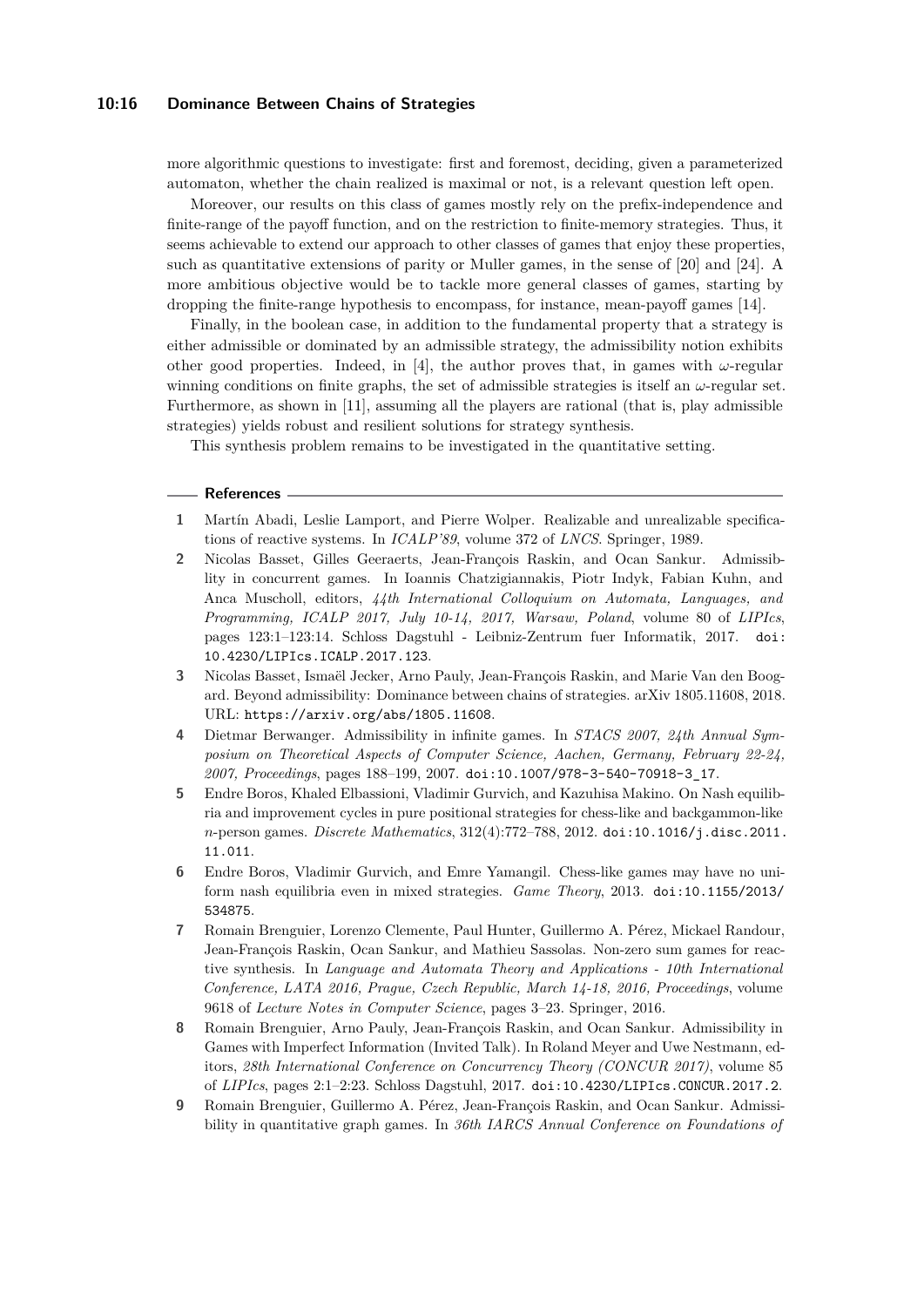more algorithmic questions to investigate: first and foremost, deciding, given a parameterized automaton, whether the chain realized is maximal or not, is a relevant question left open.

Moreover, our results on this class of games mostly rely on the prefix-independence and finite-range of the payoff function, and on the restriction to finite-memory strategies. Thus, it seems achievable to extend our approach to other classes of games that enjoy these properties, such as quantitative extensions of parity or Muller games, in the sense of [20] and [24]. A more ambitious objective would be to tackle more general classes of games, starting by dropping the finite-range hypothesis to encompass, for instance, mean-payoff games [14].

Finally, in the boolean case, in addition to the fundamental property that a strategy is either admissible or dominated by an admissible strategy, the admissibility notion exhibits other good properties. Indeed, in [4], the author proves that, in games with $\omega$-regular winning conditions on finite graphs, the set of admissible strategies is itself an $\omega$-regular set. Furthermore, as shown in [11], assuming all the players are rational (that is, play admissible strategies) yields robust and resilient solutions for strategy synthesis.

This synthesis problem remains to be investigated in the quantitative setting.

## References

1. Martín Abadi, Leslie Lamport, and Pierre Wolper. Realizable and unrealizable specifications of reactive systems. In *ICALP'89*, volume 372 of *LNCS*. Springer, 1989.
2. Nicolas Basset, Gilles Geeraerts, Jean-François Raskin, and Ocan Sankur. Admissibility in concurrent games. In Ioannis Chatzigiannakis, Piotr Indyk, Fabian Kuhn, and Anca Muscholl, editors, *44th International Colloquium on Automata, Languages, and Programming, ICALP 2017, July 10-14, 2017, Warsaw, Poland*, volume 80 of *LIPIcs*, pages 123:1–123:14. Schloss Dagstuhl - Leibniz-Zentrum fuer Informatik, 2017. doi:10.4230/LIPIcs.ICALP.2017.123.
3. Nicolas Basset, Ismaël Jecker, Arno Pauly, Jean-François Raskin, and Marie Van den Boogard. Beyond admissibility: Dominance between chains of strategies. arXiv 1805.11608, 2018. URL: https://arxiv.org/abs/1805.11608.
4. Dietmar Berwanger. Admissibility in infinite games. In *STACS 2007, 24th Annual Symposium on Theoretical Aspects of Computer Science, Aachen, Germany, February 22-24, 2007, Proceedings*, pages 188–199, 2007. doi:10.1007/978-3-540-70918-3_17.
5. Endre Boros, Khaled Elbassioni, Vladimir Gurvich, and Kazuhisa Makino. On Nash equilibria and improvement cycles in pure positional strategies for chess-like and backgammon-like $n$-person games. *Discrete Mathematics*, 312(4):772–788, 2012. doi:10.1016/j.disc.2011.11.011.
6. Endre Boros, Vladimir Gurvich, and Emre Yamangil. Chess-like games may have no uniform nash equilibria even in mixed strategies. *Game Theory*, 2013. doi:10.1155/2013/534875.
7. Romain Brenguier, Lorenzo Clemente, Paul Hunter, Guillermo A. Pérez, Mickael Randour, Jean-François Raskin, Ocan Sankur, and Mathieu Sassolas. Non-zero sum games for reactive synthesis. In *Language and Automata Theory and Applications - 10th International Conference, LATA 2016, Prague, Czech Republic, March 14-18, 2016, Proceedings*, volume 9618 of *Lecture Notes in Computer Science*, pages 3–23. Springer, 2016.
8. Romain Brenguier, Arno Pauly, Jean-François Raskin, and Ocan Sankur. Admissibility in Games with Imperfect Information (Invited Talk). In Roland Meyer and Uwe Nestmann, editors, *28th International Conference on Concurrency Theory (CONCUR 2017)*, volume 85 of *LIPIcs*, pages 2:1–2:23. Schloss Dagstuhl, 2017. doi:10.4230/LIPIcs.CONCUR.2017.2.
9. Romain Brenguier, Guillermo A. Pérez, Jean-François Raskin, and Ocan Sankur. Admissibility in quantitative graph games. In *36th IARCS Annual Conference on Foundations of*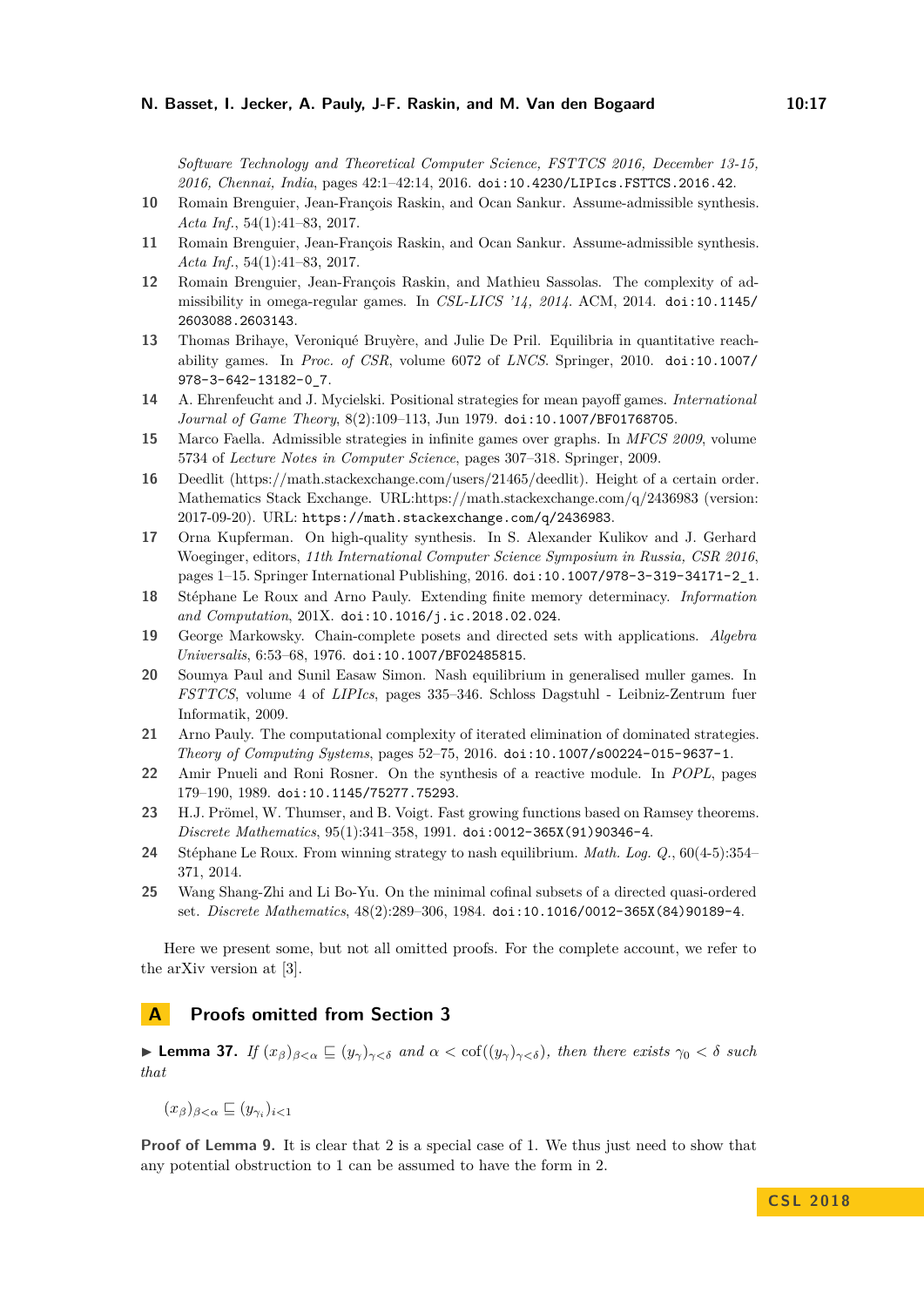Software Technology and Theoretical Computer Science, FSTTCS 2016, December 13-15, 2016, Chennai, India*, pages 42:1–42:14, 2016. doi:10.4230/LIPIcs.FSTTCS.2016.42.

10 Romain Brenguier, Jean-François Raskin, and Ocan Sankur. Assume-admissible synthesis. *Acta Inf.*, 54(1):41–83, 2017.

11 Romain Brenguier, Jean-François Raskin, and Ocan Sankur. Assume-admissible synthesis. *Acta Inf.*, 54(1):41–83, 2017.

12 Romain Brenguier, Jean-François Raskin, and Mathieu Sassolas. The complexity of admissibility in omega-regular games. In *CSL-LICS '14, 2014*. ACM, 2014. doi:10.1145/2603088.2603143.

13 Thomas Brihaye, Veroniqué Bruyère, and Julie De Pril. Equilibria in quantitative reachability games. In *Proc. of CSR*, volume 6072 of *LNCS*. Springer, 2010. doi:10.1007/978-3-642-13182-0_7.

14 A. Ehrenfeucht and J. Mycielski. Positional strategies for mean payoff games. *International Journal of Game Theory*, 8(2):109–113, Jun 1979. doi:10.1007/BF01768705.

15 Marco Faella. Admissible strategies in infinite games over graphs. In *MFCS 2009*, volume 5734 of *Lecture Notes in Computer Science*, pages 307–318. Springer, 2009.

16 Deedlit (https://math.stackexchange.com/users/21465/deedlit). Height of a certain order. Mathematics Stack Exchange. URL:https://math.stackexchange.com/q/2436983 (version: 2017-09-20). URL: https://math.stackexchange.com/q/2436983.

17 Orna Kupferman. On high-quality synthesis. In S. Alexander Kulikov and J. Gerhard Woeginger, editors, *11th International Computer Science Symposium in Russia, CSR 2016*, pages 1–15. Springer International Publishing, 2016. doi:10.1007/978-3-319-34171-2_1.

18 Stéphane Le Roux and Arno Pauly. Extending finite memory determinacy. *Information and Computation*, 201X. doi:10.1016/j.ic.2018.02.024.

19 George Markowsky. Chain-complete posets and directed sets with applications. *Algebra Universalis*, 6:53–68, 1976. doi:10.1007/BF02485815.

20 Soumya Paul and Sunil Easaw Simon. Nash equilibrium in generalised muller games. In *FSTTCS*, volume 4 of *LIPIcs*, pages 335–346. Schloss Dagstuhl - Leibniz-Zentrum fuer Informatik, 2009.

21 Arno Pauly. The computational complexity of iterated elimination of dominated strategies. *Theory of Computing Systems*, pages 52–75, 2016. doi:10.1007/s00224-015-9637-1.

22 Amir Pnueli and Roni Rosner. On the synthesis of a reactive module. In *POPL*, pages 179–190, 1989. doi:10.1145/75277.75293.

23 H.J. Prömel, W. Thumser, and B. Voigt. Fast growing functions based on Ramsey theorems. *Discrete Mathematics*, 95(1):341–358, 1991. doi:0012-365X(91)90346-4.

24 Stéphane Le Roux. From winning strategy to nash equilibrium. *Math. Log. Q.*, 60(4-5):354–371, 2014.

25 Wang Shang-Zhi and Li Bo-Yu. On the minimal cofinal subsets of a directed quasi-ordered set. *Discrete Mathematics*, 48(2):289–306, 1984. doi:10.1016/0012-365X(84)90189-4.

Here we present some, but not all omitted proofs. For the complete account, we refer to the arXiv version at [3].

## A Proofs omitted from Section 3

▶ **Lemma 37.** *If $(x_\beta)_{\beta<\alpha} \sqsubseteq (y_\gamma)_{\gamma<\delta}$ and $\alpha < \mathrm{cof}((y_\gamma)_{\gamma<\delta})$, then there exists $\gamma_0 < \delta$ such that*

$$(x_\beta)_{\beta<\alpha} \sqsubseteq (y_{\gamma_i})_{i<1}$$

**Proof of Lemma 9.** It is clear that 2 is a special case of 1. We thus just need to show that any potential obstruction to 1 can be assumed to have the form in 2.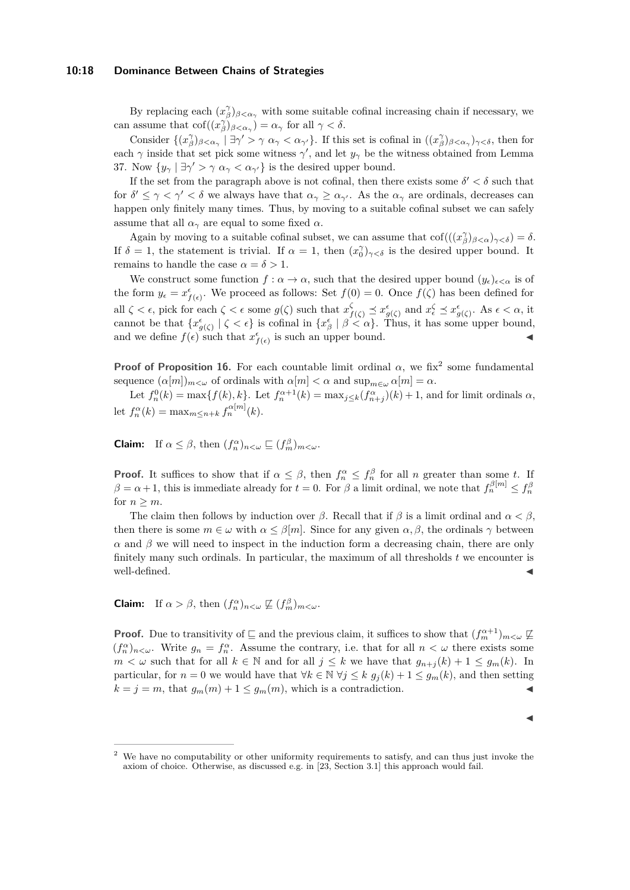By replacing each $(x^\gamma_\beta)_{\beta<\alpha_\gamma}$ with some suitable cofinal increasing chain if necessary, we can assume that $\mathrm{cof}((x^\gamma_\beta)_{\beta<\alpha_\gamma}) = \alpha_\gamma$ for all $\gamma < \delta$.

Consider $\{(x^\gamma_\beta)_{\beta<\alpha_\gamma} \mid \exists \gamma' > \gamma \ \alpha_\gamma < \alpha_{\gamma'}\}$. If this set is cofinal in $((x^\gamma_\beta)_{\beta<\alpha_\gamma})_{\gamma<\delta}$, then for each $\gamma$ inside that set pick some witness $\gamma'$, and let $y_\gamma$ be the witness obtained from Lemma 37. Now $\{y_\gamma \mid \exists \gamma' > \gamma \ \alpha_\gamma < \alpha_{\gamma'}\}$ is the desired upper bound.

If the set from the paragraph above is not cofinal, then there exists some $\delta' < \delta$ such that for $\delta' \leq \gamma < \gamma' < \delta$ we always have that $\alpha_\gamma \geq \alpha_{\gamma'}$. As the $\alpha_\gamma$ are ordinals, decreases can happen only finitely many times. Thus, by moving to a suitable cofinal subset we can safely assume that all $\alpha_\gamma$ are equal to some fixed $\alpha$.

Again by moving to a suitable cofinal subset, we can assume that $\mathrm{cof}(((x^\gamma_\beta)_{\beta<\alpha})_{\gamma<\delta}) = \delta$. If $\delta = 1$, the statement is trivial. If $\alpha = 1$, then $(x^\gamma_0)_{\gamma<\delta}$ is the desired upper bound. It remains to handle the case $\alpha = \delta > 1$.

We construct some function $f : \alpha \to \alpha$, such that the desired upper bound $(y_\epsilon)_{\epsilon<\alpha}$ is of the form $y_\epsilon = x^\epsilon_{f(\epsilon)}$. We proceed as follows: Set $f(0) = 0$. Once $f(\zeta)$ has been defined for all $\zeta < \epsilon$, pick for each $\zeta < \epsilon$ some $g(\zeta)$ such that $x^\zeta_{f(\zeta)} \preceq x^\epsilon_{g(\zeta)}$ and $x^\zeta_\epsilon \preceq x^\epsilon_{g(\zeta)}$. As $\epsilon < \alpha$, it cannot be that $\{x^\epsilon_{g(\zeta)} \mid \zeta < \epsilon\}$ is cofinal in $\{x^\epsilon_\beta \mid \beta < \alpha\}$. Thus, it has some upper bound, and we define $f(\epsilon)$ such that $x^\epsilon_{f(\epsilon)}$ is such an upper bound. ◀

**Proof of Proposition 16.** For each countable limit ordinal $\alpha$, we fix[2] some fundamental sequence $(\alpha[m])_{m<\omega}$ of ordinals with $\alpha[m] < \alpha$ and $\sup_{m\in\omega} \alpha[m] = \alpha$.

Let $f^0_n(k) = \max\{f(k), k\}$. Let $f^{\alpha+1}_n(k) = \max_{j\leq k}(f^\alpha_{n+j})(k) + 1$, and for limit ordinals $\alpha$, let $f^\alpha_n(k) = \max_{m\leq n+k} f^{\alpha[m]}_n(k)$.

**Claim:** If $\alpha \leq \beta$, then $(f^\alpha_n)_{n<\omega} \sqsubseteq (f^\beta_m)_{m<\omega}$.

**Proof.** It suffices to show that if $\alpha \leq \beta$, then $f^\alpha_n \leq f^\beta_n$ for all $n$ greater than some $t$. If $\beta = \alpha+1$, this is immediate already for $t = 0$. For $\beta$ a limit ordinal, we note that $f^{\beta[m]}_n \leq f^\beta_n$ for $n \geq m$.

The claim then follows by induction over $\beta$. Recall that if $\beta$ is a limit ordinal and $\alpha < \beta$, then there is some $m \in \omega$ with $\alpha \leq \beta[m]$. Since for any given $\alpha, \beta$, the ordinals $\gamma$ between $\alpha$ and $\beta$ we will need to inspect in the induction form a decreasing chain, there are only finitely many such ordinals. In particular, the maximum of all thresholds $t$ we encounter is well-defined. ◀

**Claim:** If $\alpha > \beta$, then $(f^\alpha_n)_{n<\omega} \not\sqsubseteq (f^\beta_m)_{m<\omega}$.

**Proof.** Due to transitivity of $\sqsubseteq$ and the previous claim, it suffices to show that $(f^{\alpha+1}_m)_{m<\omega} \not\sqsubseteq (f^\alpha_n)_{n<\omega}$. Write $g_n = f^\alpha_n$. Assume the contrary, i.e. that for all $n < \omega$ there exists some $m < \omega$ such that for all $k \in \mathbb{N}$ and for all $j \leq k$ we have that $g_{n+j}(k) + 1 \leq g_m(k)$. In particular, for $n = 0$ we would have that $\forall k \in \mathbb{N} \ \forall j \leq k \ g_j(k) + 1 \leq g_m(k)$, and then setting $k = j = m$, that $g_m(m) + 1 \leq g_m(m)$, which is a contradiction. ◀

◀

[2] We have no computability or other uniformity requirements to satisfy, and can thus just invoke the axiom of choice. Otherwise, as discussed e.g. in [23, Section 3.1] this approach would fail.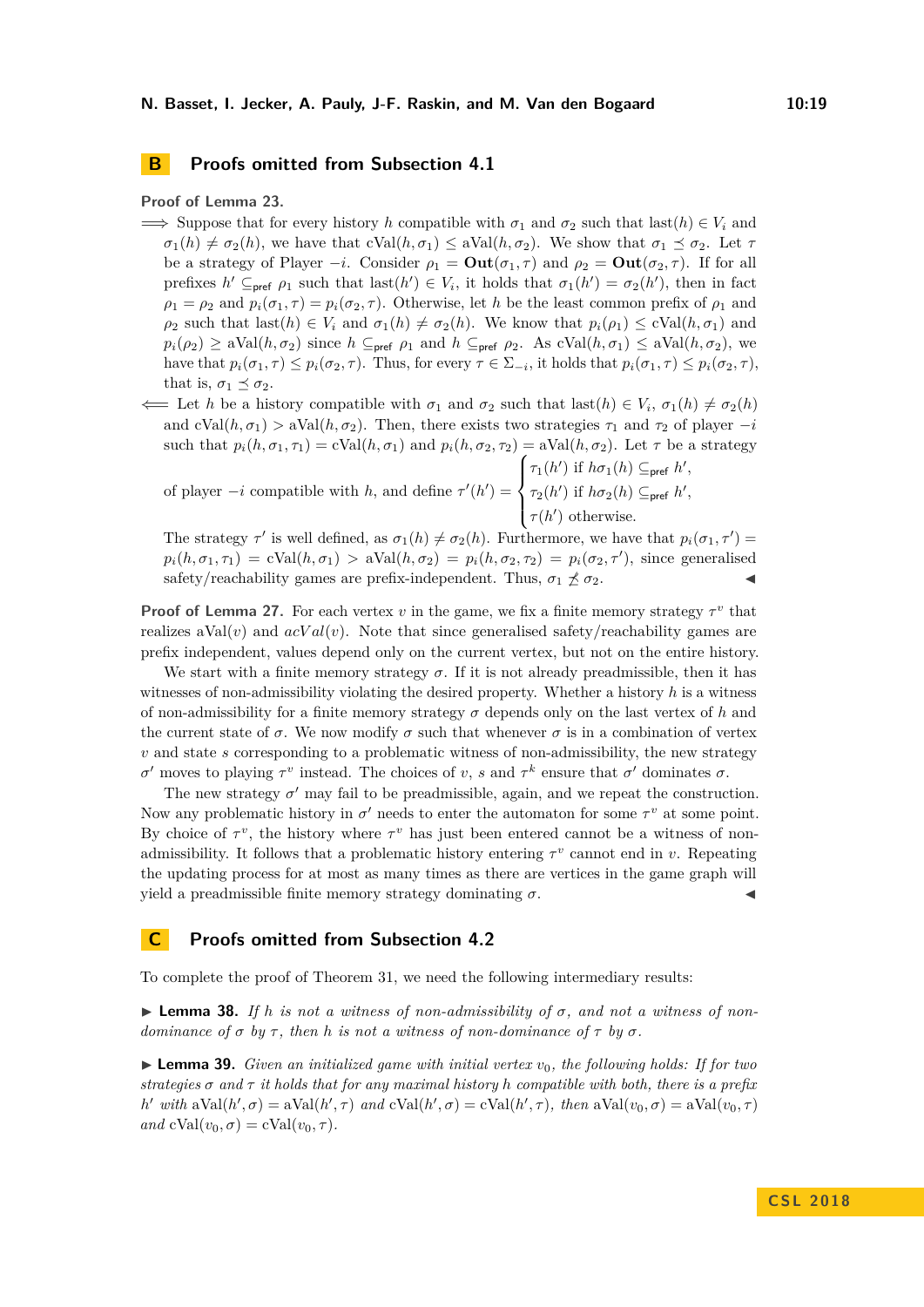## B Proofs omitted from Subsection 4.1

**Proof of Lemma 23.**

$\Longrightarrow$ Suppose that for every history $h$ compatible with $\sigma_1$ and $\sigma_2$ such that $\mathrm{last}(h) \in V_i$ and $\sigma_1(h) \neq \sigma_2(h)$, we have that $\mathrm{cVal}(h, \sigma_1) \leq \mathrm{aVal}(h, \sigma_2)$. We show that $\sigma_1 \preceq \sigma_2$. Let $\tau$ be a strategy of Player $-i$. Consider $\rho_1 = \mathbf{Out}(\sigma_1, \tau)$ and $\rho_2 = \mathbf{Out}(\sigma_2, \tau)$. If for all prefixes $h' \subseteq_{\mathsf{pref}} \rho_1$ such that $\mathrm{last}(h') \in V_i$, it holds that $\sigma_1(h') = \sigma_2(h')$, then in fact $\rho_1 = \rho_2$ and $p_i(\sigma_1, \tau) = p_i(\sigma_2, \tau)$. Otherwise, let $h$ be the least common prefix of $\rho_1$ and $\rho_2$ such that $\mathrm{last}(h) \in V_i$ and $\sigma_1(h) \neq \sigma_2(h)$. We know that $p_i(\rho_1) \leq \mathrm{cVal}(h, \sigma_1)$ and $p_i(\rho_2) \geq \mathrm{aVal}(h, \sigma_2)$ since $h \subseteq_{\mathsf{pref}} \rho_1$ and $h \subseteq_{\mathsf{pref}} \rho_2$. As $\mathrm{cVal}(h, \sigma_1) \leq \mathrm{aVal}(h, \sigma_2)$, we have that $p_i(\sigma_1, \tau) \leq p_i(\sigma_2, \tau)$. Thus, for every $\tau \in \Sigma_{-i}$, it holds that $p_i(\sigma_1, \tau) \leq p_i(\sigma_2, \tau)$, that is, $\sigma_1 \preceq \sigma_2$.

$\Longleftarrow$ Let $h$ be a history compatible with $\sigma_1$ and $\sigma_2$ such that $\mathrm{last}(h) \in V_i$, $\sigma_1(h) \neq \sigma_2(h)$ and $\mathrm{cVal}(h, \sigma_1) > \mathrm{aVal}(h, \sigma_2)$. Then, there exists two strategies $\tau_1$ and $\tau_2$ of player $-i$ such that $p_i(h, \sigma_1, \tau_1) = \mathrm{cVal}(h, \sigma_1)$ and $p_i(h, \sigma_2, \tau_2) = \mathrm{aVal}(h, \sigma_2)$. Let $\tau$ be a strategy of player $-i$ compatible with $h$, and define
$$\tau'(h') = \begin{cases} \tau_1(h') \text{ if } h\sigma_1(h) \subseteq_{\mathsf{pref}} h', \\ \tau_2(h') \text{ if } h\sigma_2(h) \subseteq_{\mathsf{pref}} h', \\ \tau(h') \text{ otherwise.} \end{cases}$$
The strategy $\tau'$ is well defined, as $\sigma_1(h) \neq \sigma_2(h)$. Furthermore, we have that $p_i(\sigma_1, \tau') = p_i(h, \sigma_1, \tau_1) = \mathrm{cVal}(h, \sigma_1) > \mathrm{aVal}(h, \sigma_2) = p_i(h, \sigma_2, \tau_2) = p_i(\sigma_2, \tau')$, since generalised safety/reachability games are prefix-independent. Thus, $\sigma_1 \npreceq \sigma_2$. ◀

**Proof of Lemma 27.** For each vertex $v$ in the game, we fix a finite memory strategy $\tau^v$ that realizes $\mathrm{aVal}(v)$ and $acVal(v)$. Note that since generalised safety/reachability games are prefix independent, values depend only on the current vertex, but not on the entire history.

We start with a finite memory strategy $\sigma$. If it is not already preadmissible, then it has witnesses of non-admissibility violating the desired property. Whether a history $h$ is a witness of non-admissibility for a finite memory strategy $\sigma$ depends only on the last vertex of $h$ and the current state of $\sigma$. We now modify $\sigma$ such that whenever $\sigma$ is in a combination of vertex $v$ and state $s$ corresponding to a problematic witness of non-admissibility, the new strategy $\sigma'$ moves to playing $\tau^v$ instead. The choices of $v$, $s$ and $\tau^k$ ensure that $\sigma'$ dominates $\sigma$.

The new strategy $\sigma'$ may fail to be preadmissible, again, and we repeat the construction. Now any problematic history in $\sigma'$ needs to enter the automaton for some $\tau^v$ at some point. By choice of $\tau^v$, the history where $\tau^v$ has just been entered cannot be a witness of non-admissibility. It follows that a problematic history entering $\tau^v$ cannot end in $v$. Repeating the updating process for at most as many times as there are vertices in the game graph will yield a preadmissible finite memory strategy dominating $\sigma$. ◀

## C Proofs omitted from Subsection 4.2

To complete the proof of Theorem 31, we need the following intermediary results:

▶ **Lemma 38.** *If $h$ is not a witness of non-admissibility of $\sigma$, and not a witness of non-dominance of $\sigma$ by $\tau$, then $h$ is not a witness of non-dominance of $\tau$ by $\sigma$.*

▶ **Lemma 39.** *Given an initialized game with initial vertex $v_0$, the following holds: If for two strategies $\sigma$ and $\tau$ it holds that for any maximal history $h$ compatible with both, there is a prefix $h'$ with $\mathrm{aVal}(h', \sigma) = \mathrm{aVal}(h', \tau)$ and $\mathrm{cVal}(h', \sigma) = \mathrm{cVal}(h', \tau)$, then $\mathrm{aVal}(v_0, \sigma) = \mathrm{aVal}(v_0, \tau)$ and $\mathrm{cVal}(v_0, \sigma) = \mathrm{cVal}(v_0, \tau)$.*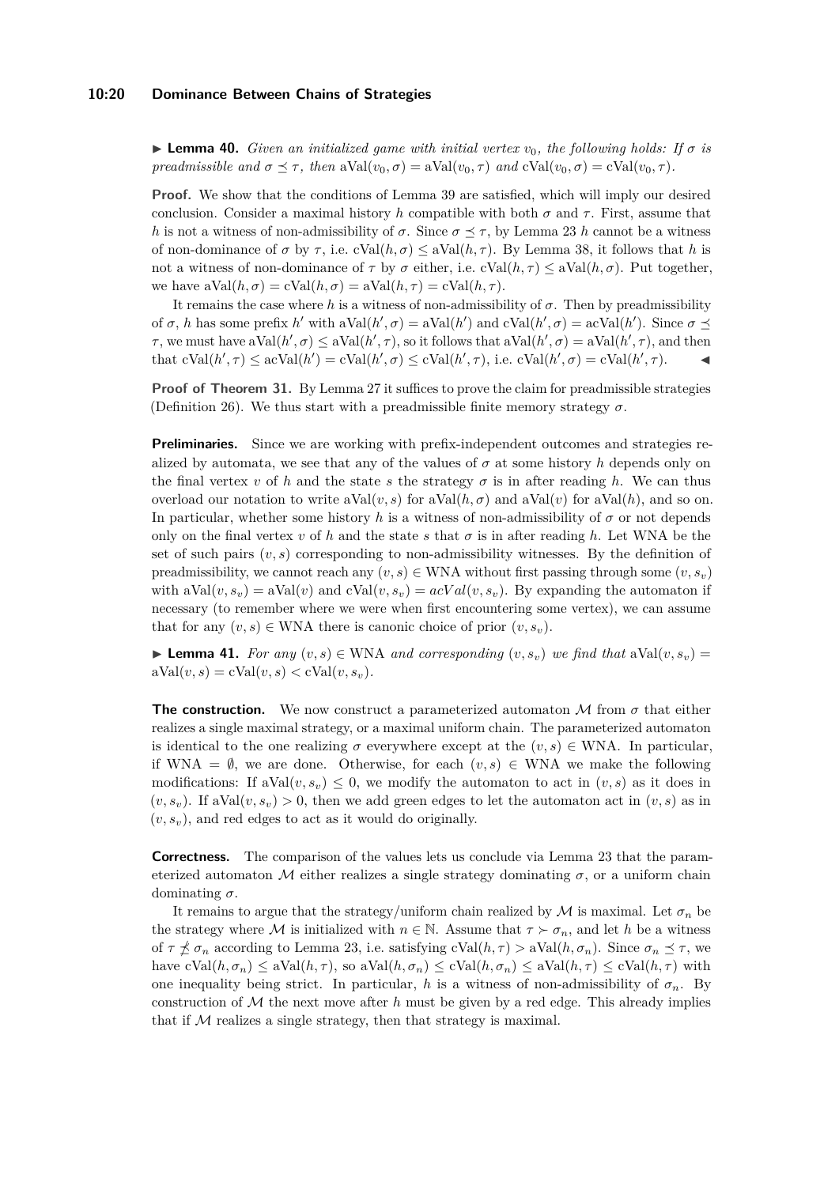▶ **Lemma 40.** *Given an initialized game with initial vertex $v_0$, the following holds: If $\sigma$ is preadmissible and $\sigma \preceq \tau$, then $\mathrm{aVal}(v_0, \sigma) = \mathrm{aVal}(v_0, \tau)$ and $\mathrm{cVal}(v_0, \sigma) = \mathrm{cVal}(v_0, \tau)$.*

**Proof.** We show that the conditions of Lemma 39 are satisfied, which will imply our desired conclusion. Consider a maximal history $h$ compatible with both $\sigma$ and $\tau$. First, assume that $h$ is not a witness of non-admissibility of $\sigma$. Since $\sigma \preceq \tau$, by Lemma 23 $h$ cannot be a witness of non-dominance of $\sigma$ by $\tau$, i.e. $\mathrm{cVal}(h, \sigma) \leq \mathrm{aVal}(h, \tau)$. By Lemma 38, it follows that $h$ is not a witness of non-dominance of $\tau$ by $\sigma$ either, i.e. $\mathrm{cVal}(h, \tau) \leq \mathrm{aVal}(h, \sigma)$. Put together, we have $\mathrm{aVal}(h, \sigma) = \mathrm{cVal}(h, \sigma) = \mathrm{aVal}(h, \tau) = \mathrm{cVal}(h, \tau)$.

It remains the case where $h$ is a witness of non-admissibility of $\sigma$. Then by preadmissibility of $\sigma$, $h$ has some prefix $h'$ with $\mathrm{aVal}(h', \sigma) = \mathrm{aVal}(h')$ and $\mathrm{cVal}(h', \sigma) = \mathrm{acVal}(h')$. Since $\sigma \preceq \tau$, we must have $\mathrm{aVal}(h', \sigma) \leq \mathrm{aVal}(h', \tau)$, so it follows that $\mathrm{aVal}(h', \sigma) = \mathrm{aVal}(h', \tau)$, and then that $\mathrm{cVal}(h', \tau) \leq \mathrm{acVal}(h') = \mathrm{cVal}(h', \sigma) \leq \mathrm{cVal}(h', \tau)$, i.e. $\mathrm{cVal}(h', \sigma) = \mathrm{cVal}(h', \tau)$. ◀

**Proof of Theorem 31.** By Lemma 27 it suffices to prove the claim for preadmissible strategies (Definition 26). We thus start with a preadmissible finite memory strategy $\sigma$.

**Preliminaries.** Since we are working with prefix-independent outcomes and strategies realized by automata, we see that any of the values of $\sigma$ at some history $h$ depends only on the final vertex $v$ of $h$ and the state $s$ the strategy $\sigma$ is in after reading $h$. We can thus overload our notation to write $\mathrm{aVal}(v, s)$ for $\mathrm{aVal}(h, \sigma)$ and $\mathrm{aVal}(v)$ for $\mathrm{aVal}(h)$, and so on. In particular, whether some history $h$ is a witness of non-admissibility of $\sigma$ or not depends only on the final vertex $v$ of $h$ and the state $s$ that $\sigma$ is in after reading $h$. Let WNA be the set of such pairs $(v, s)$ corresponding to non-admissibility witnesses. By the definition of preadmissibility, we cannot reach any $(v, s) \in \mathrm{WNA}$ without first passing through some $(v, s_v)$ with $\mathrm{aVal}(v, s_v) = \mathrm{aVal}(v)$ and $\mathrm{cVal}(v, s_v) = acVal(v, s_v)$. By expanding the automaton if necessary (to remember where we were when first encountering some vertex), we can assume that for any $(v, s) \in \mathrm{WNA}$ there is canonic choice of prior $(v, s_v)$.

▶ **Lemma 41.** *For any $(v, s) \in \mathrm{WNA}$ and corresponding $(v, s_v)$ we find that $\mathrm{aVal}(v, s_v) = \mathrm{aVal}(v, s) = \mathrm{cVal}(v, s) < \mathrm{cVal}(v, s_v)$.*

**The construction.** We now construct a parameterized automaton $\mathcal{M}$ from $\sigma$ that either realizes a single maximal strategy, or a maximal uniform chain. The parameterized automaton is identical to the one realizing $\sigma$ everywhere except at the $(v, s) \in \mathrm{WNA}$. In particular, if $\mathrm{WNA} = \emptyset$, we are done. Otherwise, for each $(v, s) \in \mathrm{WNA}$ we make the following modifications: If $\mathrm{aVal}(v, s_v) \leq 0$, we modify the automaton to act in $(v, s)$ as it does in $(v, s_v)$. If $\mathrm{aVal}(v, s_v) > 0$, then we add green edges to let the automaton act in $(v, s)$ as in $(v, s_v)$, and red edges to act as it would do originally.

**Correctness.** The comparison of the values lets us conclude via Lemma 23 that the parameterized automaton $\mathcal{M}$ either realizes a single strategy dominating $\sigma$, or a uniform chain dominating $\sigma$.

It remains to argue that the strategy/uniform chain realized by $\mathcal{M}$ is maximal. Let $\sigma_n$ be the strategy where $\mathcal{M}$ is initialized with $n \in \mathbb{N}$. Assume that $\tau \succ \sigma_n$, and let $h$ be a witness of $\tau \not\preceq \sigma_n$ according to Lemma 23, i.e. satisfying $\mathrm{cVal}(h, \tau) > \mathrm{aVal}(h, \sigma_n)$. Since $\sigma_n \preceq \tau$, we have $\mathrm{cVal}(h, \sigma_n) \leq \mathrm{aVal}(h, \tau)$, so $\mathrm{aVal}(h, \sigma_n) \leq \mathrm{cVal}(h, \sigma_n) \leq \mathrm{aVal}(h, \tau) \leq \mathrm{cVal}(h, \tau)$ with one inequality being strict. In particular, $h$ is a witness of non-admissibility of $\sigma_n$. By construction of $\mathcal{M}$ the next move after $h$ must be given by a red edge. This already implies that if $\mathcal{M}$ realizes a single strategy, then that strategy is maximal.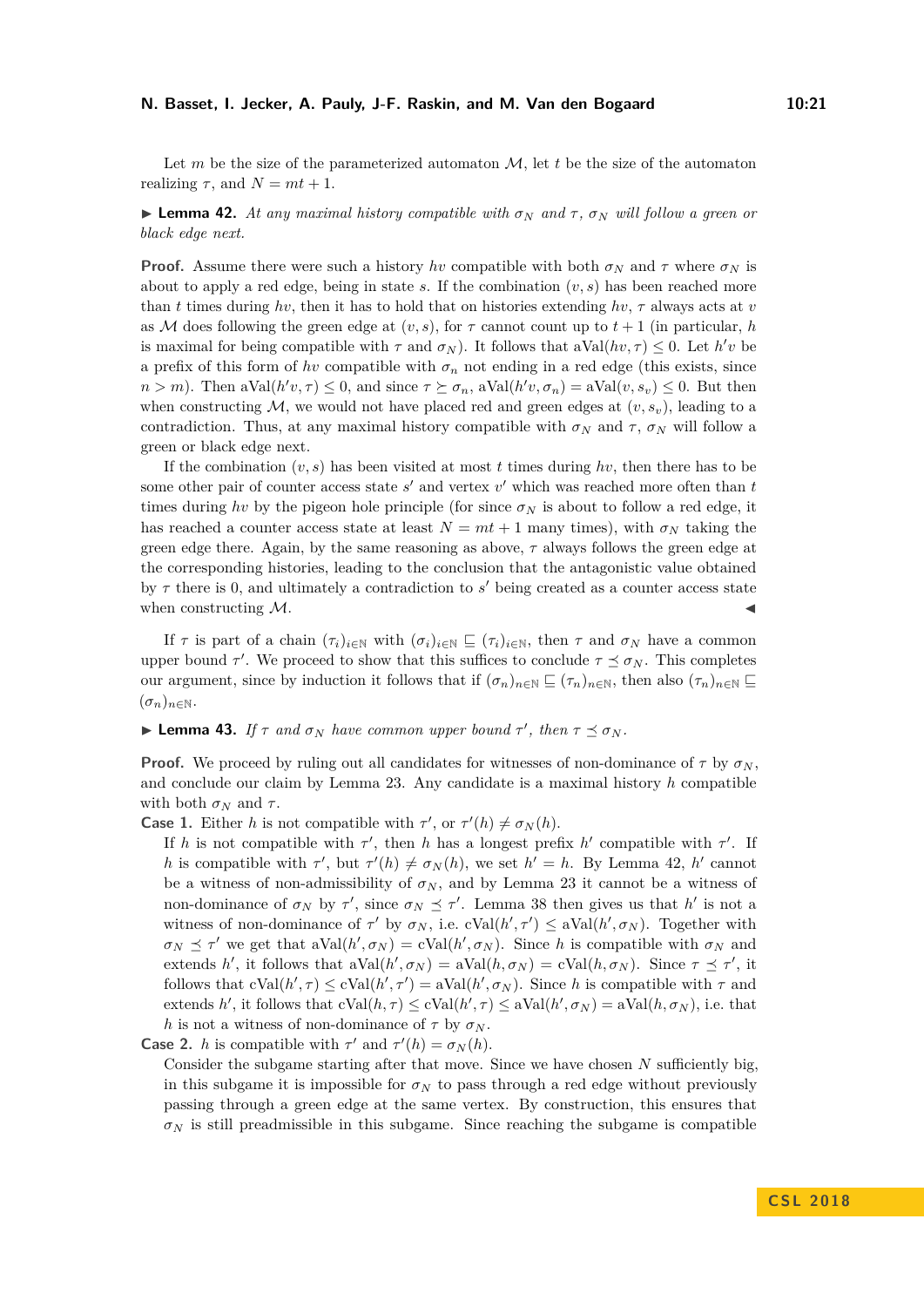Let $m$ be the size of the parameterized automaton $\mathcal{M}$, let $t$ be the size of the automaton realizing $\tau$, and $N = mt + 1$.

▶ **Lemma 42.** *At any maximal history compatible with $\sigma_N$ and $\tau$, $\sigma_N$ will follow a green or black edge next.*

**Proof.** Assume there were such a history $hv$ compatible with both $\sigma_N$ and $\tau$ where $\sigma_N$ is about to apply a red edge, being in state $s$. If the combination $(v, s)$ has been reached more than $t$ times during $hv$, then it has to hold that on histories extending $hv$, $\tau$ always acts at $v$ as $\mathcal{M}$ does following the green edge at $(v, s)$, for $\tau$ cannot count up to $t + 1$ (in particular, $h$ is maximal for being compatible with $\tau$ and $\sigma_N$). It follows that $\mathrm{aVal}(hv, \tau) \leq 0$. Let $h'v$ be a prefix of this form of $hv$ compatible with $\sigma_n$ not ending in a red edge (this exists, since $n > m$). Then $\mathrm{aVal}(h'v, \tau) \leq 0$, and since $\tau \succeq \sigma_n$, $\mathrm{aVal}(h'v, \sigma_n) = \mathrm{aVal}(v, s_v) \leq 0$. But then when constructing $\mathcal{M}$, we would not have placed red and green edges at $(v, s_v)$, leading to a contradiction. Thus, at any maximal history compatible with $\sigma_n$ and $\tau$, $\sigma_N$ will follow a green or black edge next.

If the combination $(v, s)$ has been visited at most $t$ times during $hv$, then there has to be some other pair of counter access state $s'$ and vertex $v'$ which was reached more often than $t$ times during $hv$ by the pigeon hole principle (for since $\sigma_N$ is about to follow a red edge, it has reached a counter access state at least $N = mt + 1$ many times), with $\sigma_N$ taking the green edge there. Again, by the same reasoning as above, $\tau$ always follows the green edge at the corresponding histories, leading to the conclusion that the antagonistic value obtained by $\tau$ there is 0, and ultimately a contradiction to $s'$ being created as a counter access state when constructing $\mathcal{M}$. ◀

If $\tau$ is part of a chain $(\tau_i)_{i \in \mathbb{N}}$ with $(\sigma_i)_{i \in \mathbb{N}} \sqsubseteq (\tau_i)_{i \in \mathbb{N}}$, then $\tau$ and $\sigma_N$ have a common upper bound $\tau'$. We proceed to show that this suffices to conclude $\tau \preceq \sigma_N$. This completes our argument, since by induction it follows that if $(\sigma_n)_{n \in \mathbb{N}} \sqsubseteq (\tau_n)_{n \in \mathbb{N}}$, then also $(\tau_n)_{n \in \mathbb{N}} \sqsubseteq (\sigma_n)_{n \in \mathbb{N}}$.

▶ **Lemma 43.** *If $\tau$ and $\sigma_N$ have common upper bound $\tau'$, then $\tau \preceq \sigma_N$.*

**Proof.** We proceed by ruling out candidates for witnesses of non-dominance of $\tau$ by $\sigma_N$, and conclude our claim by Lemma 23. Any candidate is a maximal history $h$ compatible with both $\sigma_N$ and $\tau$.

**Case 1.** Either $h$ is not compatible with $\tau'$, or $\tau'(h) \neq \sigma_N(h)$.
If $h$ is not compatible with $\tau'$, then $h$ has a longest prefix $h'$ compatible with $\tau'$. If $h$ is compatible with $\tau'$, but $\tau'(h) \neq \sigma_N(h)$, we set $h' = h$. By Lemma 42, $h'$ cannot be a witness of non-admissibility of $\sigma_N$, and by Lemma 23 it cannot be a witness of non-dominance of $\sigma_N$ by $\tau'$, since $\sigma_N \preceq \tau'$. Lemma 38 then gives us that $h'$ is not a witness of non-dominance of $\tau'$ by $\sigma_N$, i.e. $\mathrm{cVal}(h', \tau') \leq \mathrm{aVal}(h', \sigma_N)$. Together with $\sigma_N \preceq \tau'$ we get that $\mathrm{aVal}(h', \sigma_N) = \mathrm{cVal}(h', \sigma_N)$. Since $h$ is compatible with $\sigma_N$ and extends $h'$, it follows that $\mathrm{aVal}(h', \sigma_N) = \mathrm{aVal}(h, \sigma_N) = \mathrm{cVal}(h, \sigma_N)$. Since $\tau \preceq \tau'$, it follows that $\mathrm{cVal}(h', \tau) \leq \mathrm{cVal}(h', \tau') = \mathrm{aVal}(h', \sigma_N)$. Since $h$ is compatible with $\tau$ and extends $h'$, it follows that $\mathrm{cVal}(h, \tau) \leq \mathrm{cVal}(h', \tau) \leq \mathrm{aVal}(h', \sigma_N) = \mathrm{aVal}(h, \sigma_N)$, i.e. that $h$ is not a witness of non-dominance of $\tau$ by $\sigma_N$.

**Case 2.** $h$ is compatible with $\tau'$ and $\tau'(h) = \sigma_N(h)$.
Consider the subgame starting after that move. Since we have chosen $N$ sufficiently big, in this subgame it is impossible for $\sigma_N$ to pass through a red edge without previously passing through a green edge at the same vertex. By construction, this ensures that $\sigma_N$ is still preadmissible in this subgame. Since reaching the subgame is compatible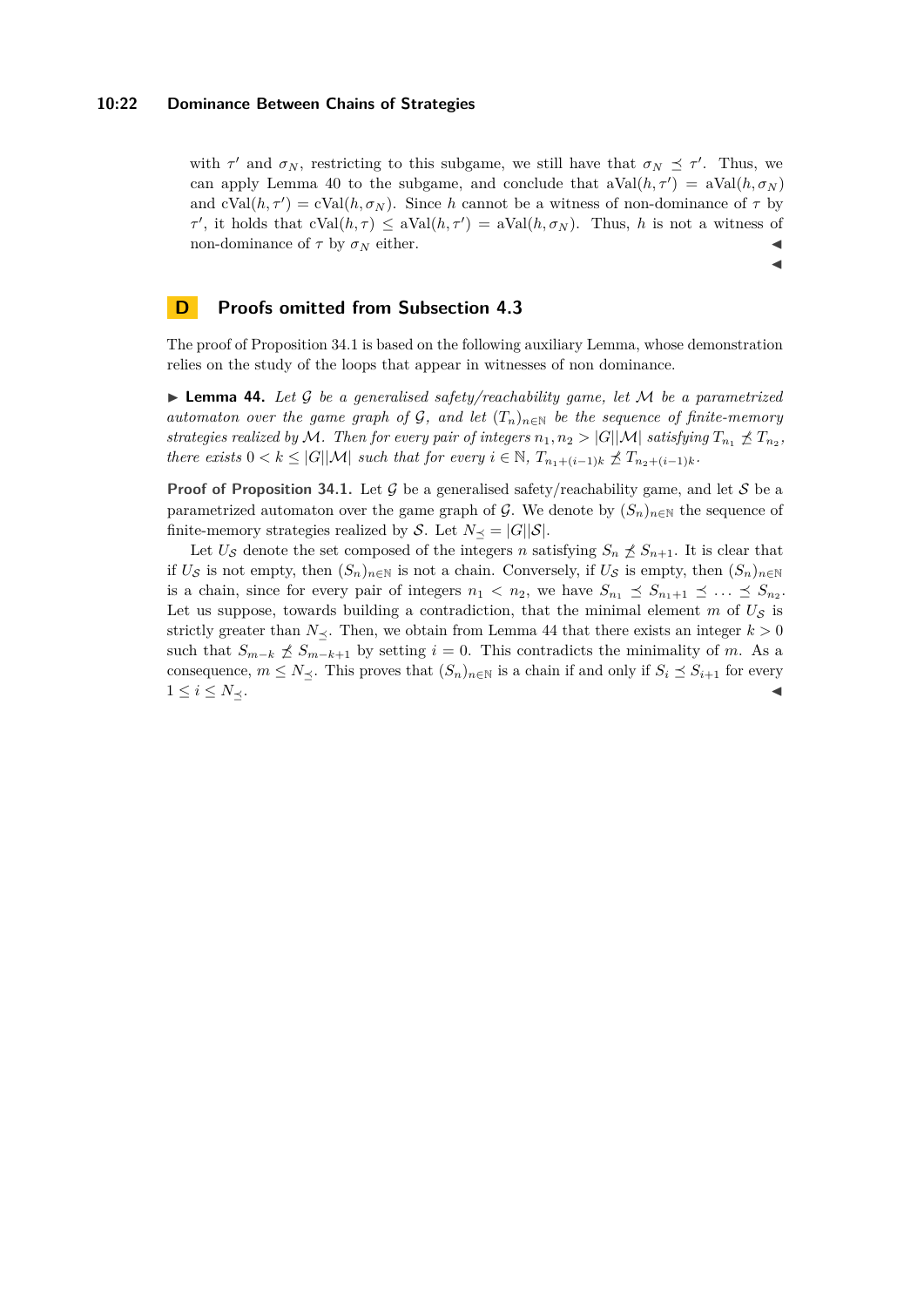with $\tau'$ and $\sigma_N$, restricting to this subgame, we still have that $\sigma_N \preceq \tau'$. Thus, we can apply Lemma 40 to the subgame, and conclude that $\mathrm{aVal}(h,\tau') = \mathrm{aVal}(h,\sigma_N)$ and $\mathrm{cVal}(h,\tau') = \mathrm{cVal}(h,\sigma_N)$. Since $h$ cannot be a witness of non-dominance of $\tau$ by $\tau'$, it holds that $\mathrm{cVal}(h,\tau) \leq \mathrm{aVal}(h,\tau') = \mathrm{aVal}(h,\sigma_N)$. Thus, $h$ is not a witness of non-dominance of $\tau$ by $\sigma_N$ either. ◀

◀

## D Proofs omitted from Subsection 4.3

The proof of Proposition 34.1 is based on the following auxiliary Lemma, whose demonstration relies on the study of the loops that appear in witnesses of non dominance.

▶ **Lemma 44.** *Let $\mathcal{G}$ be a generalised safety/reachability game, let $\mathcal{M}$ be a parametrized automaton over the game graph of $\mathcal{G}$, and let $(T_n)_{n\in\mathbb{N}}$ be the sequence of finite-memory strategies realized by $\mathcal{M}$. Then for every pair of integers $n_1, n_2 > |G||\mathcal{M}|$ satisfying $T_{n_1} \not\preceq T_{n_2}$, there exists $0 < k \leq |G||\mathcal{M}|$ such that for every $i \in \mathbb{N}$, $T_{n_1+(i-1)k} \not\preceq T_{n_2+(i-1)k}$.*

**Proof of Proposition 34.1.** Let $\mathcal{G}$ be a generalised safety/reachability game, and let $\mathcal{S}$ be a parametrized automaton over the game graph of $\mathcal{G}$. We denote by $(S_n)_{n\in\mathbb{N}}$ the sequence of finite-memory strategies realized by $\mathcal{S}$. Let $N_{\preceq} = |G||\mathcal{S}|$.

Let $U_{\mathcal{S}}$ denote the set composed of the integers $n$ satisfying $S_n \not\preceq S_{n+1}$. It is clear that if $U_{\mathcal{S}}$ is not empty, then $(S_n)_{n\in\mathbb{N}}$ is not a chain. Conversely, if $U_{\mathcal{S}}$ is empty, then $(S_n)_{n\in\mathbb{N}}$ is a chain, since for every pair of integers $n_1 < n_2$, we have $S_{n_1} \preceq S_{n_1+1} \preceq \ldots \preceq S_{n_2}$. Let us suppose, towards building a contradiction, that the minimal element $m$ of $U_{\mathcal{S}}$ is strictly greater than $N_{\preceq}$. Then, we obtain from Lemma 44 that there exists an integer $k > 0$ such that $S_{m-k} \not\preceq S_{m-k+1}$ by setting $i = 0$. This contradicts the minimality of $m$. As a consequence, $m \leq N_{\preceq}$. This proves that $(S_n)_{n\in\mathbb{N}}$ is a chain if and only if $S_i \preceq S_{i+1}$ for every $1 \leq i \leq N_{\preceq}$. ◀